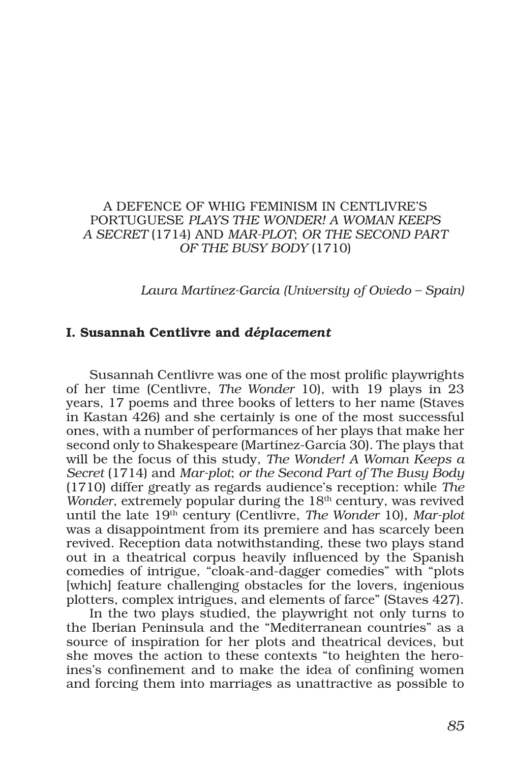# A DEFENCE OF WHIG FEMINISM IN CENTLIVRE'S PORTUGUESE *PLAYS THE WONDER! A WOMAN KEEPS A SECRET* (1714) AND *MAR-PLOT; OR THE SECOND PART OF THE BUSY BODY* (1710)

*Laura Martínez-García (University of Oviedo – Spain)*

## I. Susannah Centlivre and *déplacement*

Susannah Centlivre was one of the most prolific playwrights of her time (Centlivre, *The Wonder* 10), with 19 plays in 23 years, 17 poems and three books of letters to her name (Staves in Kastan 426) and she certainly is one of the most successful ones, with a number of performances of her plays that make her second only to Shakespeare (Martínez-García 30). The plays that will be the focus of this study, *The Wonder! A Woman Keeps a Secret* (1714) and *Mar-plot; or the Second Part of The Busy Body* (1710) differ greatly as regards audience's reception: while *The Wonder*, extremely popular during the 18th century, was revived until the late 19th century (Centlivre, *The Wonder* 10), *Mar-plot* was a disappointment from its premiere and has scarcely been revived. Reception data notwithstanding, these two plays stand out in a theatrical corpus heavily influenced by the Spanish comedies of intrigue, "cloak-and-dagger comedies" with "plots [which] feature challenging obstacles for the lovers, ingenious plotters, complex intrigues, and elements of farce" (Staves 427).

In the two plays studied, the playwright not only turns to the Iberian Peninsula and the "Mediterranean countries" as a source of inspiration for her plots and theatrical devices, but she moves the action to these contexts "to heighten the heroines's confinement and to make the idea of confining women and forcing them into marriages as unattractive as possible to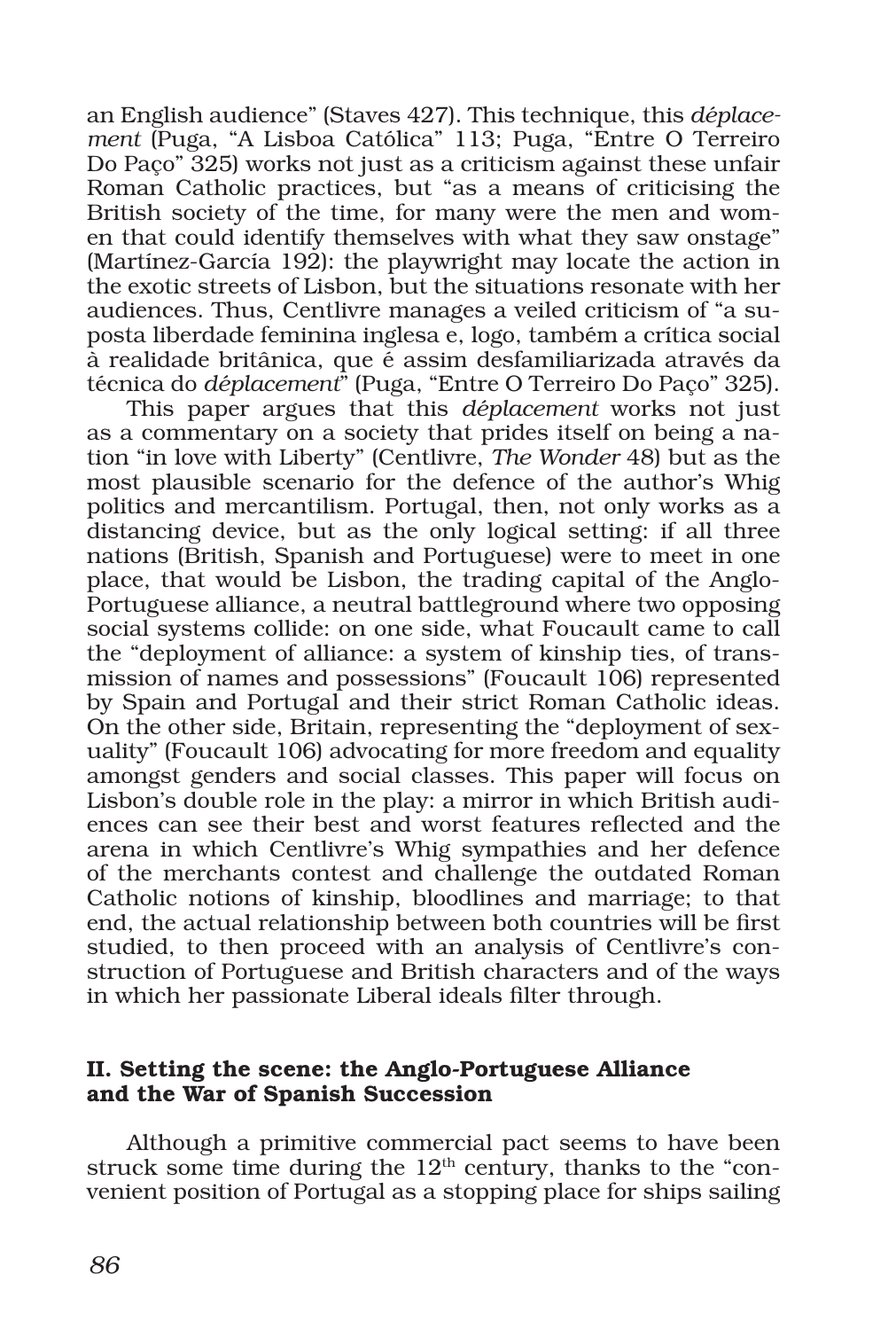an English audience" (Staves 427). This technique, this *déplacement* (Puga, "A Lisboa Católica" 113; Puga, "Entre O Terreiro Do Paço" 325) works not just as a criticism against these unfair Roman Catholic practices, but "as a means of criticising the British society of the time, for many were the men and women that could identify themselves with what they saw onstage" (Martínez-García 192): the playwright may locate the action in the exotic streets of Lisbon, but the situations resonate with her audiences. Thus, Centlivre manages a veiled criticism of "a suposta liberdade feminina inglesa e, logo, também a crítica social à realidade britânica, que é assim desfamiliarizada através da técnica do *déplacement*" (Puga, "Entre O Terreiro Do Paço" 325).

This paper argues that this *déplacement* works not just as a commentary on a society that prides itself on being a nation "in love with Liberty" (Centlivre, *The Wonder* 48) but as the most plausible scenario for the defence of the author's Whig politics and mercantilism. Portugal, then, not only works as a distancing device, but as the only logical setting: if all three nations (British, Spanish and Portuguese) were to meet in one place, that would be Lisbon, the trading capital of the Anglo-Portuguese alliance, a neutral battleground where two opposing social systems collide: on one side, what Foucault came to call the "deployment of alliance: a system of kinship ties, of transmission of names and possessions" (Foucault 106) represented by Spain and Portugal and their strict Roman Catholic ideas. On the other side, Britain, representing the "deployment of sexuality" (Foucault 106) advocating for more freedom and equality amongst genders and social classes. This paper will focus on Lisbon's double role in the play: a mirror in which British audiences can see their best and worst features reflected and the arena in which Centlivre's Whig sympathies and her defence of the merchants contest and challenge the outdated Roman Catholic notions of kinship, bloodlines and marriage; to that end, the actual relationship between both countries will be first studied, to then proceed with an analysis of Centlivre's construction of Portuguese and British characters and of the ways in which her passionate Liberal ideals filter through.

## II. Setting the scene: the Anglo-Portuguese Alliance and the War of Spanish Succession

Although a primitive commercial pact seems to have been struck some time during the 12th century, thanks to the "convenient position of Portugal as a stopping place for ships sailing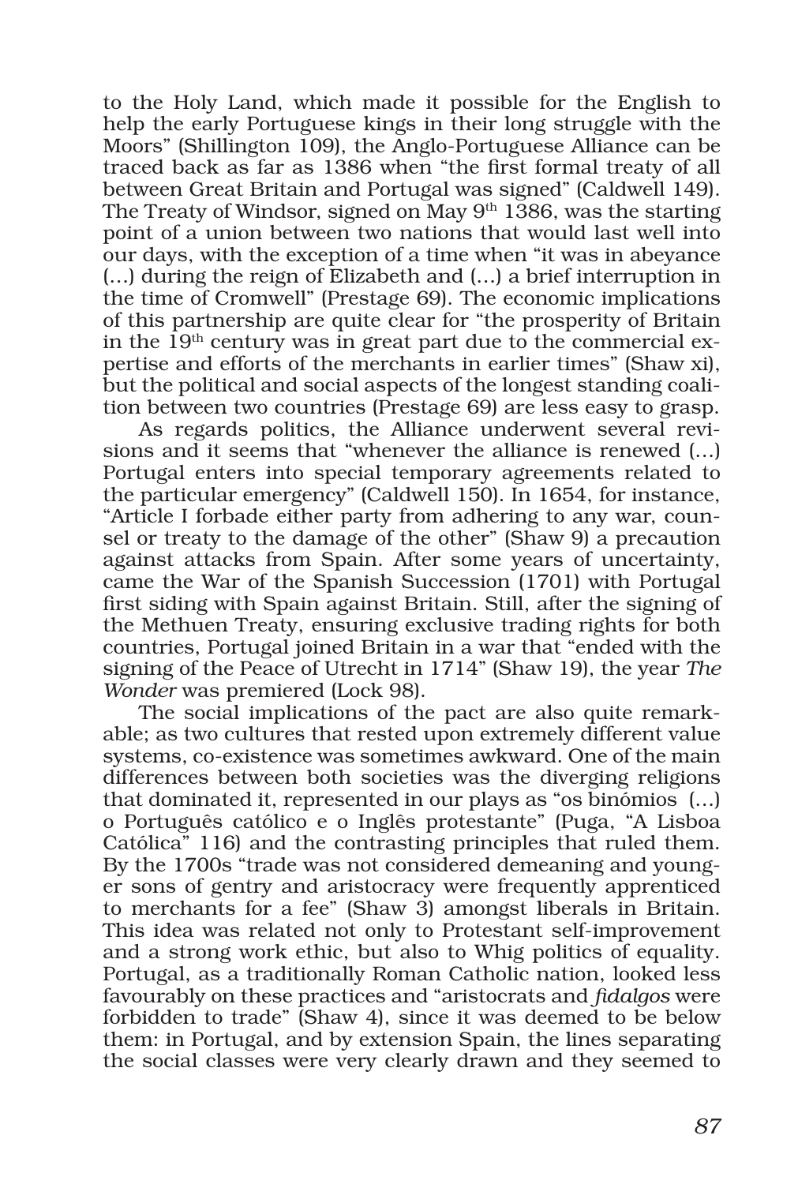to the Holy Land, which made it possible for the English to help the early Portuguese kings in their long struggle with the Moors" (Shillington 109), the Anglo-Portuguese Alliance can be traced back as far as 1386 when "the first formal treaty of all between Great Britain and Portugal was signed" (Caldwell 149). The Treaty of Windsor, signed on May 9th 1386, was the starting point of a union between two nations that would last well into our days, with the exception of a time when "it was in abeyance (…) during the reign of Elizabeth and (…) a brief interruption in the time of Cromwell" (Prestage 69). The economic implications of this partnership are quite clear for "the prosperity of Britain in the 19th century was in great part due to the commercial expertise and efforts of the merchants in earlier times" (Shaw xi), but the political and social aspects of the longest standing coalition between two countries (Prestage 69) are less easy to grasp.

As regards politics, the Alliance underwent several revisions and it seems that "whenever the alliance is renewed (…) Portugal enters into special temporary agreements related to the particular emergency" (Caldwell 150). In 1654, for instance, "Article I forbade either party from adhering to any war, counsel or treaty to the damage of the other" (Shaw 9) a precaution against attacks from Spain. After some years of uncertainty, came the War of the Spanish Succession (1701) with Portugal first siding with Spain against Britain. Still, after the signing of the Methuen Treaty, ensuring exclusive trading rights for both countries, Portugal joined Britain in a war that "ended with the signing of the Peace of Utrecht in 1714" (Shaw 19), the year *The Wonder* was premiered (Lock 98).

The social implications of the pact are also quite remarkable; as two cultures that rested upon extremely different value systems, co-existence was sometimes awkward. One of the main differences between both societies was the diverging religions that dominated it, represented in our plays as "os binómios (…) o Português católico e o Inglês protestante" (Puga, "A Lisboa Católica" 116) and the contrasting principles that ruled them. By the 1700s "trade was not considered demeaning and younger sons of gentry and aristocracy were frequently apprenticed to merchants for a fee" (Shaw 3) amongst liberals in Britain. This idea was related not only to Protestant self-improvement and a strong work ethic, but also to Whig politics of equality. Portugal, as a traditionally Roman Catholic nation, looked less favourably on these practices and "aristocrats and *fidalgos* were forbidden to trade" (Shaw 4), since it was deemed to be below them: in Portugal, and by extension Spain, the lines separating the social classes were very clearly drawn and they seemed to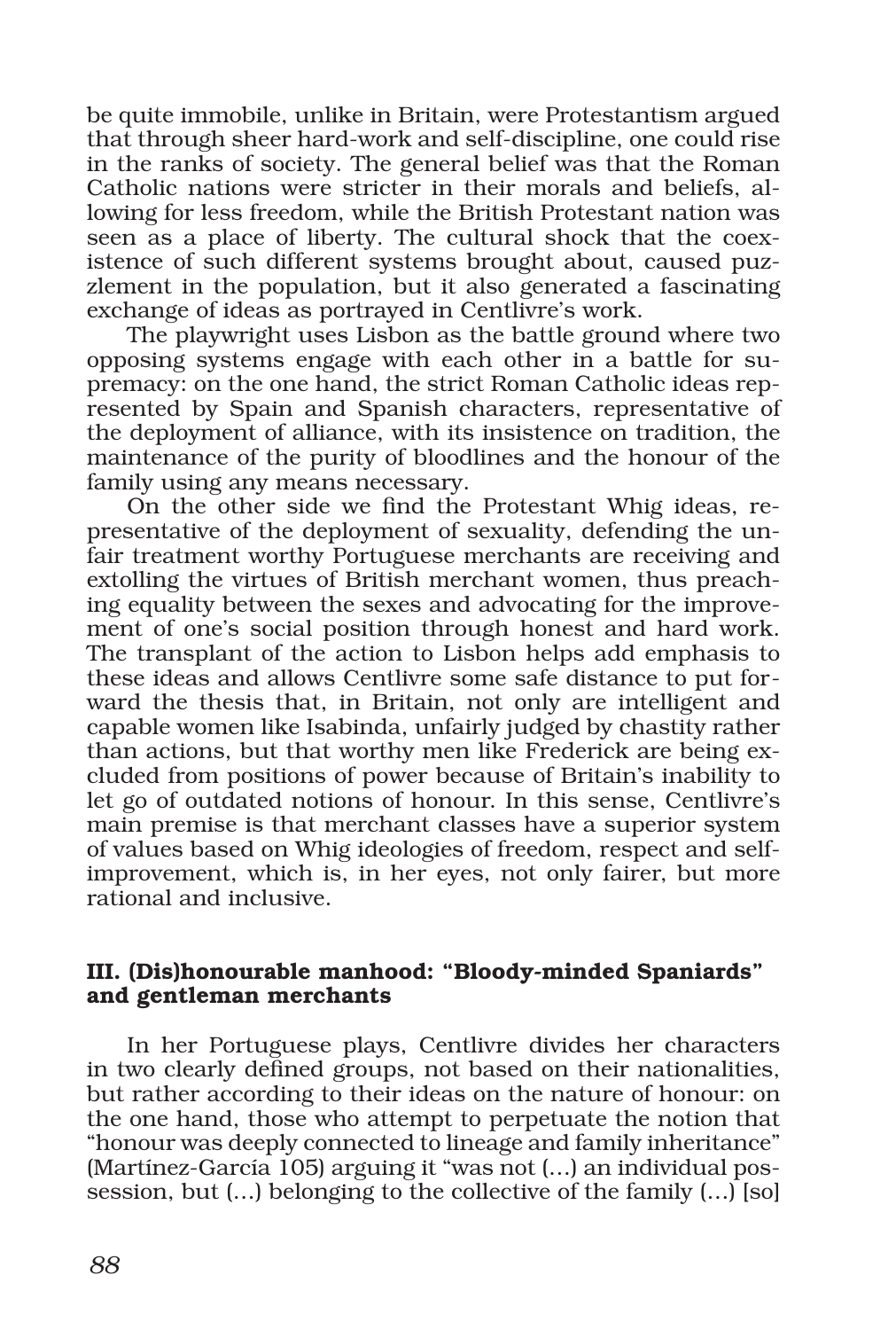be quite immobile, unlike in Britain, were Protestantism argued that through sheer hard-work and self-discipline, one could rise in the ranks of society. The general belief was that the Roman Catholic nations were stricter in their morals and beliefs, allowing for less freedom, while the British Protestant nation was seen as a place of liberty. The cultural shock that the coexistence of such different systems brought about, caused puzzlement in the population, but it also generated a fascinating exchange of ideas as portrayed in Centlivre's work.

The playwright uses Lisbon as the battle ground where two opposing systems engage with each other in a battle for supremacy: on the one hand, the strict Roman Catholic ideas represented by Spain and Spanish characters, representative of the deployment of alliance, with its insistence on tradition, the maintenance of the purity of bloodlines and the honour of the family using any means necessary.

On the other side we find the Protestant Whig ideas, representative of the deployment of sexuality, defending the unfair treatment worthy Portuguese merchants are receiving and extolling the virtues of British merchant women, thus preaching equality between the sexes and advocating for the improvement of one's social position through honest and hard work. The transplant of the action to Lisbon helps add emphasis to these ideas and allows Centlivre some safe distance to put forward the thesis that, in Britain, not only are intelligent and capable women like Isabinda, unfairly judged by chastity rather than actions, but that worthy men like Frederick are being excluded from positions of power because of Britain's inability to let go of outdated notions of honour. In this sense, Centlivre's main premise is that merchant classes have a superior system of values based on Whig ideologies of freedom, respect and self-improvement, which is, in her eyes, not only fairer, but more rational and inclusive.

### III. (Dis)honourable manhood: "Bloody-minded Spaniards" and gentleman merchants

In her Portuguese plays, Centlivre divides her characters in two clearly defined groups, not based on their nationalities, but rather according to their ideas on the nature of honour: on the one hand, those who attempt to perpetuate the notion that "honour was deeply connected to lineage and family inheritance" (Martínez-García 105) arguing it "was not (…) an individual possession, but (…) belonging to the collective of the family (…) [so]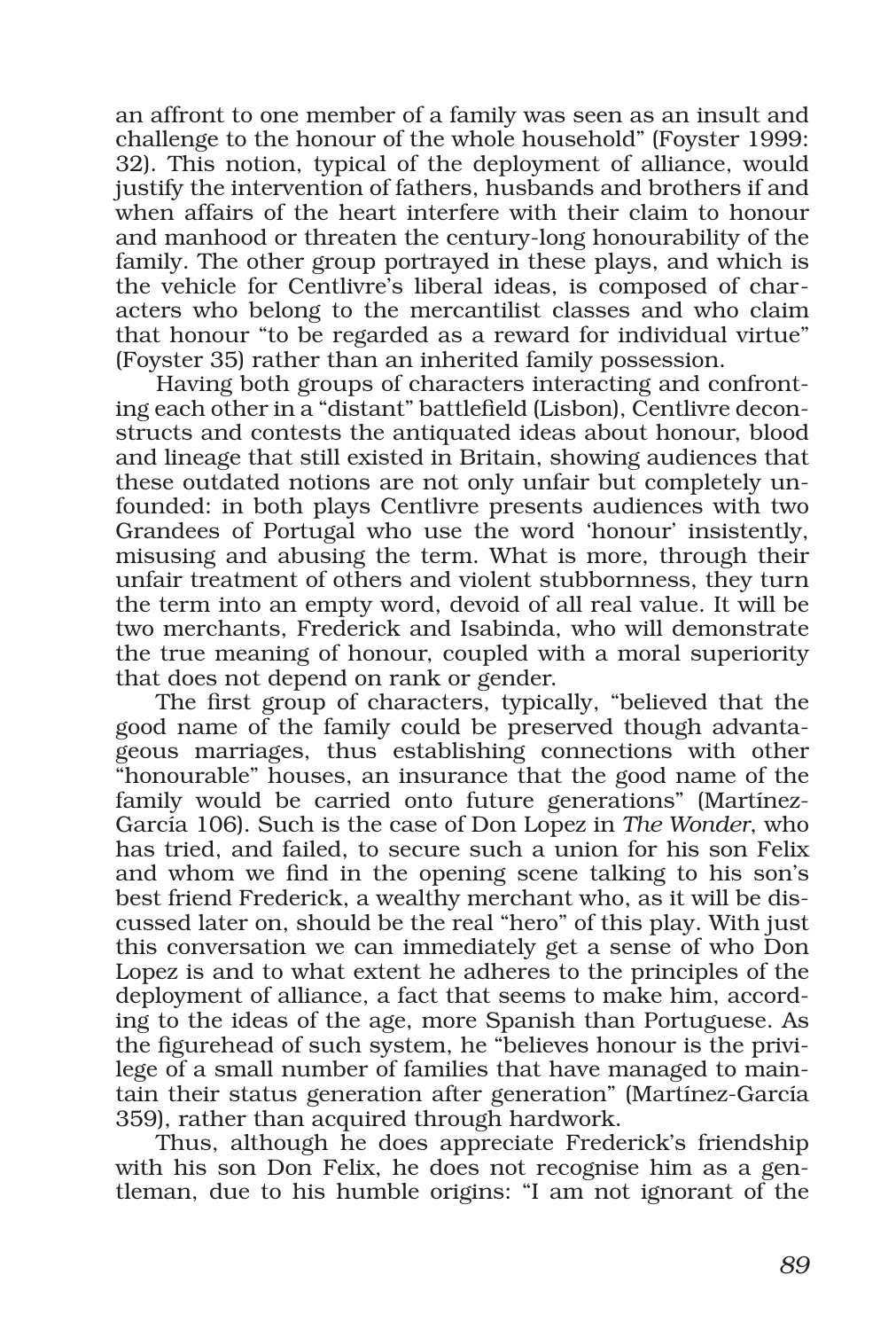an affront to one member of a family was seen as an insult and challenge to the honour of the whole household" (Foyster 1999: 32). This notion, typical of the deployment of alliance, would justify the intervention of fathers, husbands and brothers if and when affairs of the heart interfere with their claim to honour and manhood or threaten the century-long honourability of the family. The other group portrayed in these plays, and which is the vehicle for Centlivre's liberal ideas, is composed of characters who belong to the mercantilist classes and who claim that honour "to be regarded as a reward for individual virtue" (Foyster 35) rather than an inherited family possession.

Having both groups of characters interacting and confronting each other in a "distant" battlefield (Lisbon), Centlivre deconstructs and contests the antiquated ideas about honour, blood and lineage that still existed in Britain, showing audiences that these outdated notions are not only unfair but completely unfounded: in both plays Centlivre presents audiences with two Grandees of Portugal who use the word 'honour' insistently, misusing and abusing the term. What is more, through their unfair treatment of others and violent stubbornness, they turn the term into an empty word, devoid of all real value. It will be two merchants, Frederick and Isabinda, who will demonstrate the true meaning of honour, coupled with a moral superiority that does not depend on rank or gender.

The first group of characters, typically, "believed that the good name of the family could be preserved though advantageous marriages, thus establishing connections with other "honourable" houses, an insurance that the good name of the family would be carried onto future generations" (Martínez-García 106). Such is the case of Don Lopez in *The Wonder*, who has tried, and failed, to secure such a union for his son Felix and whom we find in the opening scene talking to his son's best friend Frederick, a wealthy merchant who, as it will be discussed later on, should be the real "hero" of this play. With just this conversation we can immediately get a sense of who Don Lopez is and to what extent he adheres to the principles of the deployment of alliance, a fact that seems to make him, according to the ideas of the age, more Spanish than Portuguese. As the figurehead of such system, he "believes honour is the privilege of a small number of families that have managed to maintain their status generation after generation" (Martínez-García 359), rather than acquired through hardwork.

Thus, although he does appreciate Frederick's friendship with his son Don Felix, he does not recognise him as a gentleman, due to his humble origins: "I am not ignorant of the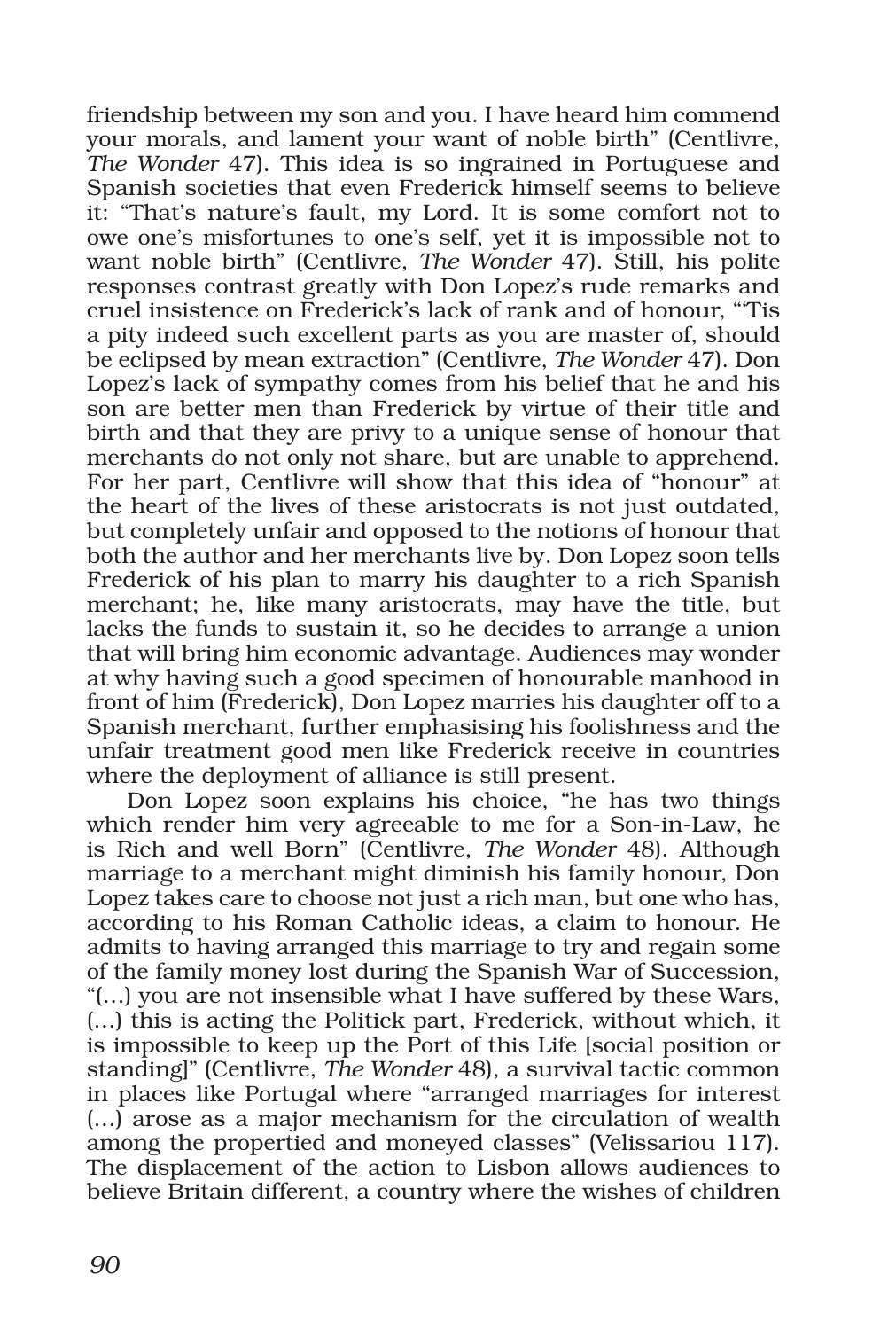friendship between my son and you. I have heard him commend your morals, and lament your want of noble birth" (Centlivre, *The Wonder* 47). This idea is so ingrained in Portuguese and Spanish societies that even Frederick himself seems to believe it: "That's nature's fault, my Lord. It is some comfort not to owe one's misfortunes to one's self, yet it is impossible not to want noble birth" (Centlivre, *The Wonder* 47). Still, his polite responses contrast greatly with Don Lopez's rude remarks and cruel insistence on Frederick's lack of rank and of honour, "'Tis a pity indeed such excellent parts as you are master of, should be eclipsed by mean extraction" (Centlivre, *The Wonder* 47). Don Lopez's lack of sympathy comes from his belief that he and his son are better men than Frederick by virtue of their title and birth and that they are privy to a unique sense of honour that merchants do not only not share, but are unable to apprehend. For her part, Centlivre will show that this idea of "honour" at the heart of the lives of these aristocrats is not just outdated, but completely unfair and opposed to the notions of honour that both the author and her merchants live by. Don Lopez soon tells Frederick of his plan to marry his daughter to a rich Spanish merchant; he, like many aristocrats, may have the title, but lacks the funds to sustain it, so he decides to arrange a union that will bring him economic advantage. Audiences may wonder at why having such a good specimen of honourable manhood in front of him (Frederick), Don Lopez marries his daughter off to a Spanish merchant, further emphasising his foolishness and the unfair treatment good men like Frederick receive in countries where the deployment of alliance is still present.

Don Lopez soon explains his choice, "he has two things which render him very agreeable to me for a Son-in-Law, he is Rich and well Born" (Centlivre, *The Wonder* 48). Although marriage to a merchant might diminish his family honour, Don Lopez takes care to choose not just a rich man, but one who has, according to his Roman Catholic ideas, a claim to honour. He admits to having arranged this marriage to try and regain some of the family money lost during the Spanish War of Succession, "(…) you are not insensible what I have suffered by these Wars, (…) this is acting the Politick part, Frederick, without which, it is impossible to keep up the Port of this Life [social position or standing]" (Centlivre, *The Wonder* 48), a survival tactic common in places like Portugal where "arranged marriages for interest (…) arose as a major mechanism for the circulation of wealth among the propertied and moneyed classes" (Velissariou 117). The displacement of the action to Lisbon allows audiences to believe Britain different, a country where the wishes of children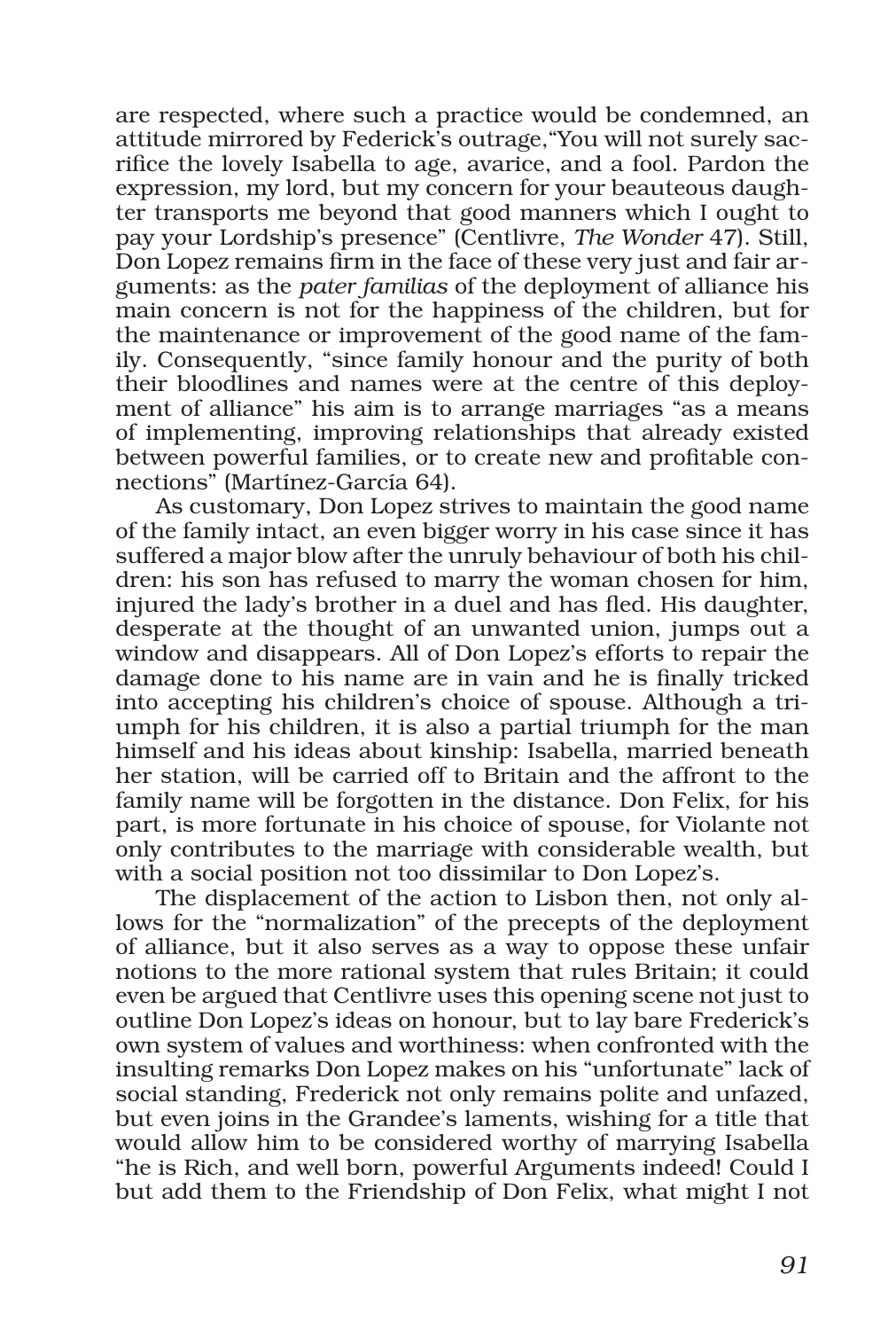are respected, where such a practice would be condemned, an attitude mirrored by Federick's outrage,"You will not surely sacrifice the lovely Isabella to age, avarice, and a fool. Pardon the expression, my lord, but my concern for your beauteous daughter transports me beyond that good manners which I ought to pay your Lordship's presence" (Centlivre, *The Wonder* 47). Still, Don Lopez remains firm in the face of these very just and fair arguments: as the *pater familias* of the deployment of alliance his main concern is not for the happiness of the children, but for the maintenance or improvement of the good name of the family. Consequently, "since family honour and the purity of both their bloodlines and names were at the centre of this deployment of alliance" his aim is to arrange marriages "as a means of implementing, improving relationships that already existed between powerful families, or to create new and profitable connections" (Martínez-García 64).

As customary, Don Lopez strives to maintain the good name of the family intact, an even bigger worry in his case since it has suffered a major blow after the unruly behaviour of both his children: his son has refused to marry the woman chosen for him, injured the lady's brother in a duel and has fled. His daughter, desperate at the thought of an unwanted union, jumps out a window and disappears. All of Don Lopez's efforts to repair the damage done to his name are in vain and he is finally tricked into accepting his children's choice of spouse. Although a triumph for his children, it is also a partial triumph for the man himself and his ideas about kinship: Isabella, married beneath her station, will be carried off to Britain and the affront to the family name will be forgotten in the distance. Don Felix, for his part, is more fortunate in his choice of spouse, for Violante not only contributes to the marriage with considerable wealth, but with a social position not too dissimilar to Don Lopez's.

The displacement of the action to Lisbon then, not only allows for the "normalization" of the precepts of the deployment of alliance, but it also serves as a way to oppose these unfair notions to the more rational system that rules Britain; it could even be argued that Centlivre uses this opening scene not just to outline Don Lopez's ideas on honour, but to lay bare Frederick's own system of values and worthiness: when confronted with the insulting remarks Don Lopez makes on his "unfortunate" lack of social standing, Frederick not only remains polite and unfazed, but even joins in the Grandee's laments, wishing for a title that would allow him to be considered worthy of marrying Isabella "he is Rich, and well born, powerful Arguments indeed! Could I but add them to the Friendship of Don Felix, what might I not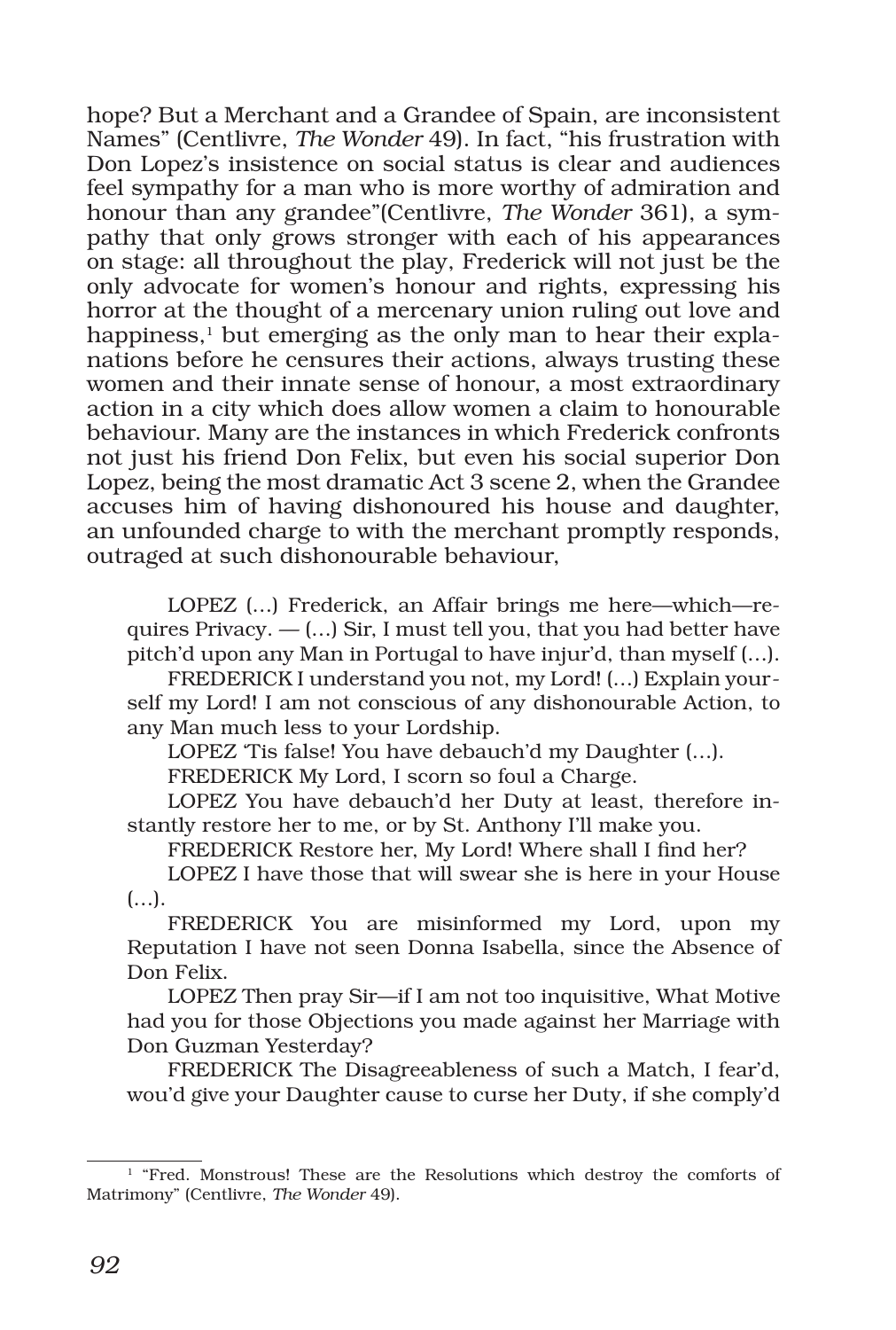hope? But a Merchant and a Grandee of Spain, are inconsistent Names" (Centlivre, *The Wonder* 49). In fact, "his frustration with Don Lopez's insistence on social status is clear and audiences feel sympathy for a man who is more worthy of admiration and honour than any grandee"(Centlivre, *The Wonder* 361), a sympathy that only grows stronger with each of his appearances on stage: all throughout the play, Frederick will not just be the only advocate for women's honour and rights, expressing his horror at the thought of a mercenary union ruling out love and happiness,[1] but emerging as the only man to hear their explanations before he censures their actions, always trusting these women and their innate sense of honour, a most extraordinary action in a city which does allow women a claim to honourable behaviour. Many are the instances in which Frederick confronts not just his friend Don Felix, but even his social superior Don Lopez, being the most dramatic Act 3 scene 2, when the Grandee accuses him of having dishonoured his house and daughter, an unfounded charge to with the merchant promptly responds, outraged at such dishonourable behaviour,

> LOPEZ (…) Frederick, an Affair brings me here—which—requires Privacy. — (…) Sir, I must tell you, that you had better have pitch'd upon any Man in Portugal to have injur'd, than myself (…).
>
> FREDERICK I understand you not, my Lord! (…) Explain yourself my Lord! I am not conscious of any dishonourable Action, to any Man much less to your Lordship.
>
> LOPEZ 'Tis false! You have debauch'd my Daughter (…).
>
> FREDERICK My Lord, I scorn so foul a Charge.
>
> LOPEZ You have debauch'd her Duty at least, therefore instantly restore her to me, or by St. Anthony I'll make you.
>
> FREDERICK Restore her, My Lord! Where shall I find her?
>
> LOPEZ I have those that will swear she is here in your House (…).
>
> FREDERICK You are misinformed my Lord, upon my Reputation I have not seen Donna Isabella, since the Absence of Don Felix.
>
> LOPEZ Then pray Sir—if I am not too inquisitive, What Motive had you for those Objections you made against her Marriage with Don Guzman Yesterday?
>
> FREDERICK The Disagreeableness of such a Match, I fear'd, wou'd give your Daughter cause to curse her Duty, if she comply'd

[1] "Fred. Monstrous! These are the Resolutions which destroy the comforts of Matrimony" (Centlivre, *The Wonder* 49).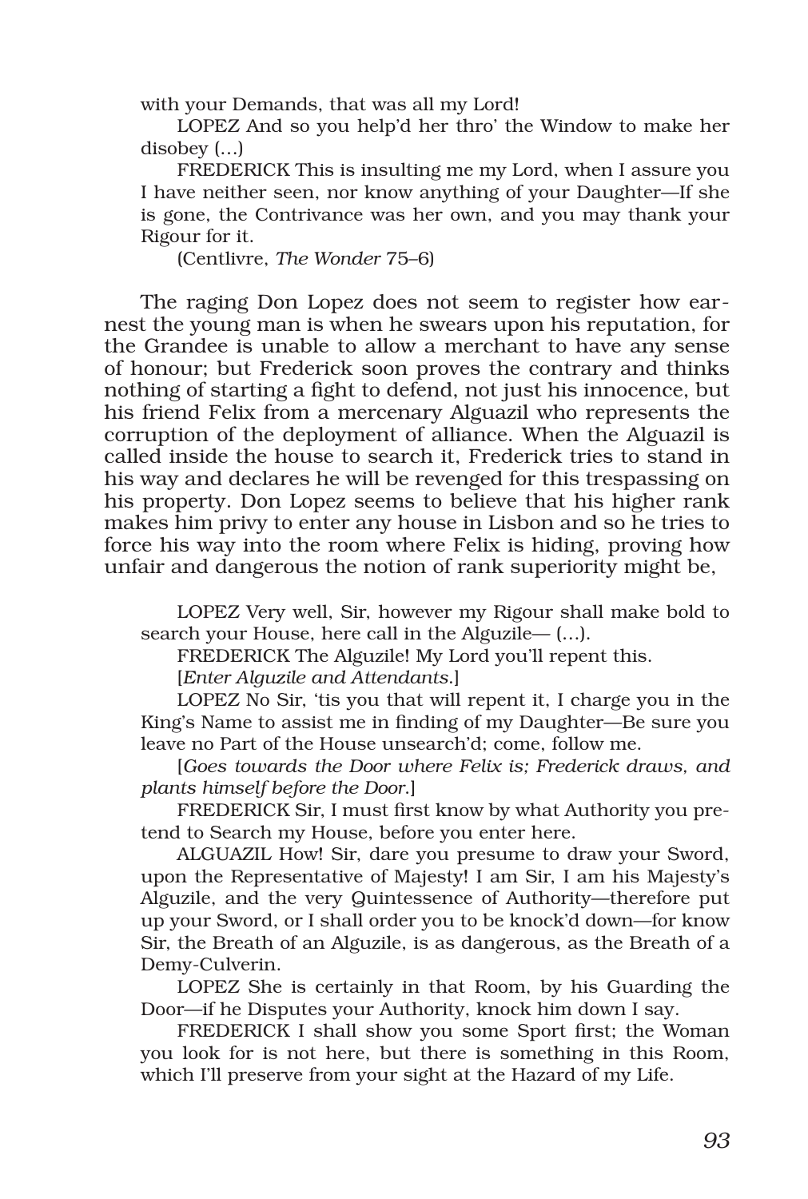with your Demands, that was all my Lord!

LOPEZ And so you help'd her thro' the Window to make her disobey (…)

FREDERICK This is insulting me my Lord, when I assure you I have neither seen, nor know anything of your Daughter—If she is gone, the Contrivance was her own, and you may thank your Rigour for it.

(Centlivre, *The Wonder* 75–6)

The raging Don Lopez does not seem to register how earnest the young man is when he swears upon his reputation, for the Grandee is unable to allow a merchant to have any sense of honour; but Frederick soon proves the contrary and thinks nothing of starting a fight to defend, not just his innocence, but his friend Felix from a mercenary Alguazil who represents the corruption of the deployment of alliance. When the Alguazil is called inside the house to search it, Frederick tries to stand in his way and declares he will be revenged for this trespassing on his property. Don Lopez seems to believe that his higher rank makes him privy to enter any house in Lisbon and so he tries to force his way into the room where Felix is hiding, proving how unfair and dangerous the notion of rank superiority might be,

LOPEZ Very well, Sir, however my Rigour shall make bold to search your House, here call in the Alguzile— (…).

FREDERICK The Alguzile! My Lord you'll repent this.

[*Enter Alguzile and Attendants.*]

LOPEZ No Sir, 'tis you that will repent it, I charge you in the King's Name to assist me in finding of my Daughter—Be sure you leave no Part of the House unsearch'd; come, follow me.

[*Goes towards the Door where Felix is; Frederick draws, and plants himself before the Door.*]

FREDERICK Sir, I must first know by what Authority you pretend to Search my House, before you enter here.

ALGUAZIL How! Sir, dare you presume to draw your Sword, upon the Representative of Majesty! I am Sir, I am his Majesty's Alguzile, and the very Quintessence of Authority—therefore put up your Sword, or I shall order you to be knock'd down—for know Sir, the Breath of an Alguzile, is as dangerous, as the Breath of a Demy-Culverin.

LOPEZ She is certainly in that Room, by his Guarding the Door—if he Disputes your Authority, knock him down I say.

FREDERICK I shall show you some Sport first; the Woman you look for is not here, but there is something in this Room, which I'll preserve from your sight at the Hazard of my Life.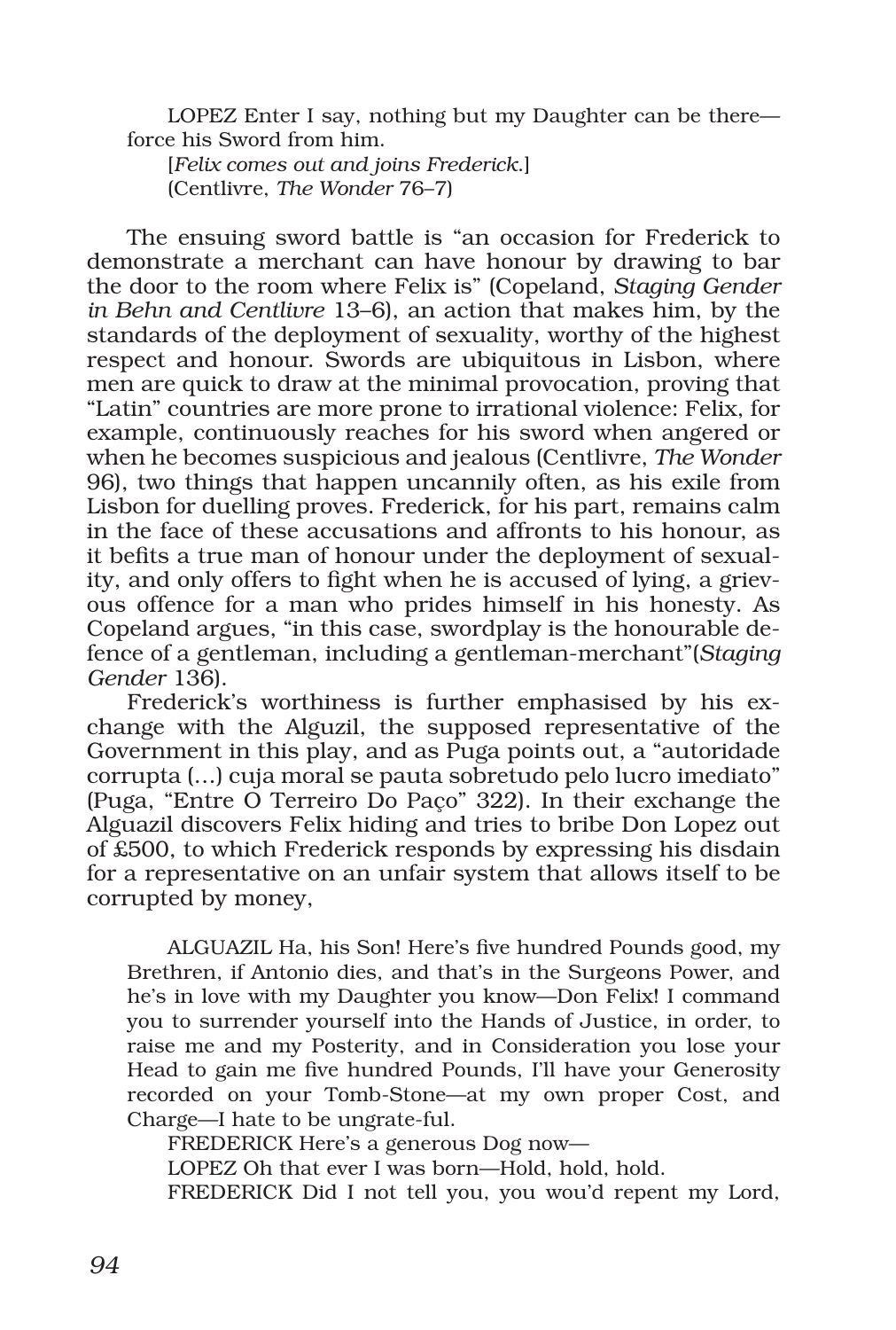LOPEZ Enter I say, nothing but my Daughter can be there—force his Sword from him.

[*Felix comes out and joins Frederick*.]

(Centlivre, *The Wonder* 76–7)

The ensuing sword battle is "an occasion for Frederick to demonstrate a merchant can have honour by drawing to bar the door to the room where Felix is" (Copeland, *Staging Gender in Behn and Centlivre* 13–6), an action that makes him, by the standards of the deployment of sexuality, worthy of the highest respect and honour. Swords are ubiquitous in Lisbon, where men are quick to draw at the minimal provocation, proving that "Latin" countries are more prone to irrational violence: Felix, for example, continuously reaches for his sword when angered or when he becomes suspicious and jealous (Centlivre, *The Wonder* 96), two things that happen uncannily often, as his exile from Lisbon for duelling proves. Frederick, for his part, remains calm in the face of these accusations and affronts to his honour, as it befits a true man of honour under the deployment of sexuality, and only offers to fight when he is accused of lying, a grievous offence for a man who prides himself in his honesty. As Copeland argues, "in this case, swordplay is the honourable defence of a gentleman, including a gentleman-merchant"(*Staging Gender* 136).

Frederick's worthiness is further emphasised by his exchange with the Alguzil, the supposed representative of the Government in this play, and as Puga points out, a "autoridade corrupta (…) cuja moral se pauta sobretudo pelo lucro imediato" (Puga, "Entre O Terreiro Do Paço" 322). In their exchange the Alguzil discovers Felix hiding and tries to bribe Don Lopez out of £500, to which Frederick responds by expressing his disdain for a representative on an unfair system that allows itself to be corrupted by money,

ALGUAZIL Ha, his Son! Here's five hundred Pounds good, my Brethren, if Antonio dies, and that's in the Surgeons Power, and he's in love with my Daughter you know—Don Felix! I command you to surrender yourself into the Hands of Justice, in order, to raise me and my Posterity, and in Consideration you lose your Head to gain me five hundred Pounds, I'll have your Generosity recorded on your Tomb-Stone—at my own proper Cost, and Charge—I hate to be ungrate-ful.

FREDERICK Here's a generous Dog now—

LOPEZ Oh that ever I was born—Hold, hold, hold.

FREDERICK Did I not tell you, you wou'd repent my Lord,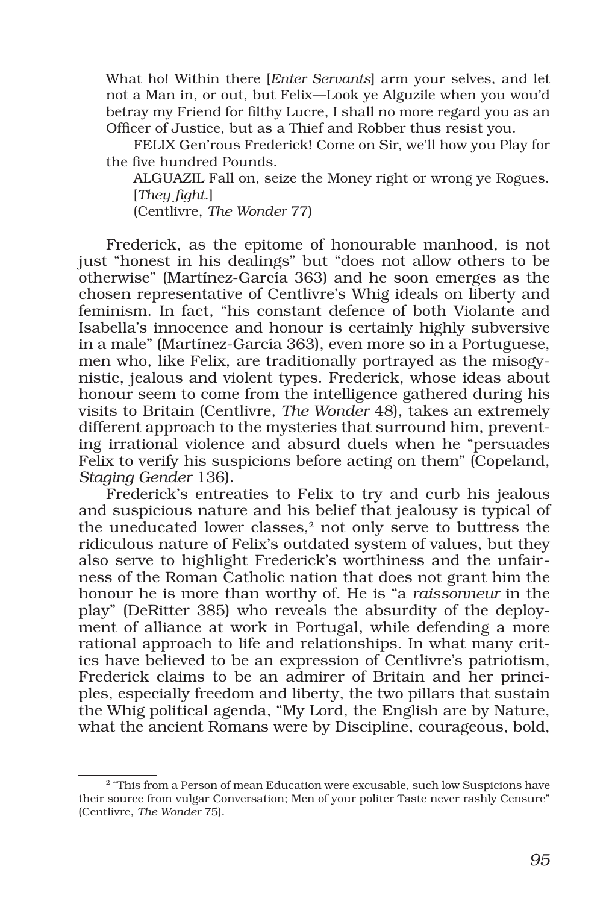> What ho! Within there [*Enter Servants*] arm your selves, and let not a Man in, or out, but Felix—Look ye Alguzile when you wou'd betray my Friend for filthy Lucre, I shall no more regard you as an Officer of Justice, but as a Thief and Robber thus resist you.
>
> FELIX Gen'rous Frederick! Come on Sir, we'll how you Play for the five hundred Pounds.
>
> ALGUAZIL Fall on, seize the Money right or wrong ye Rogues. [*They fight*.]
>
> (Centlivre, *The Wonder* 77)

Frederick, as the epitome of honourable manhood, is not just "honest in his dealings" but "does not allow others to be otherwise" (Martínez-García 363) and he soon emerges as the chosen representative of Centlivre's Whig ideals on liberty and feminism. In fact, "his constant defence of both Violante and Isabella's innocence and honour is certainly highly subversive in a male" (Martínez-García 363), even more so in a Portuguese, men who, like Felix, are traditionally portrayed as the misogynistic, jealous and violent types. Frederick, whose ideas about honour seem to come from the intelligence gathered during his visits to Britain (Centlivre, *The Wonder* 48), takes an extremely different approach to the mysteries that surround him, preventing irrational violence and absurd duels when he "persuades Felix to verify his suspicions before acting on them" (Copeland, *Staging Gender* 136).

Frederick's entreaties to Felix to try and curb his jealous and suspicious nature and his belief that jealousy is typical of the uneducated lower classes,[2] not only serve to buttress the ridiculous nature of Felix's outdated system of values, but they also serve to highlight Frederick's worthiness and the unfairness of the Roman Catholic nation that does not grant him the honour he is more than worthy of. He is "a *raissonneur* in the play" (DeRitter 385) who reveals the absurdity of the deployment of alliance at work in Portugal, while defending a more rational approach to life and relationships. In what many critics have believed to be an expression of Centlivre's patriotism, Frederick claims to be an admirer of Britain and her principles, especially freedom and liberty, the two pillars that sustain the Whig political agenda, "My Lord, the English are by Nature, what the ancient Romans were by Discipline, courageous, bold,

---

[2] "This from a Person of mean Education were excusable, such low Suspicions have their source from vulgar Conversation; Men of your politer Taste never rashly Censure" (Centlivre, *The Wonder* 75).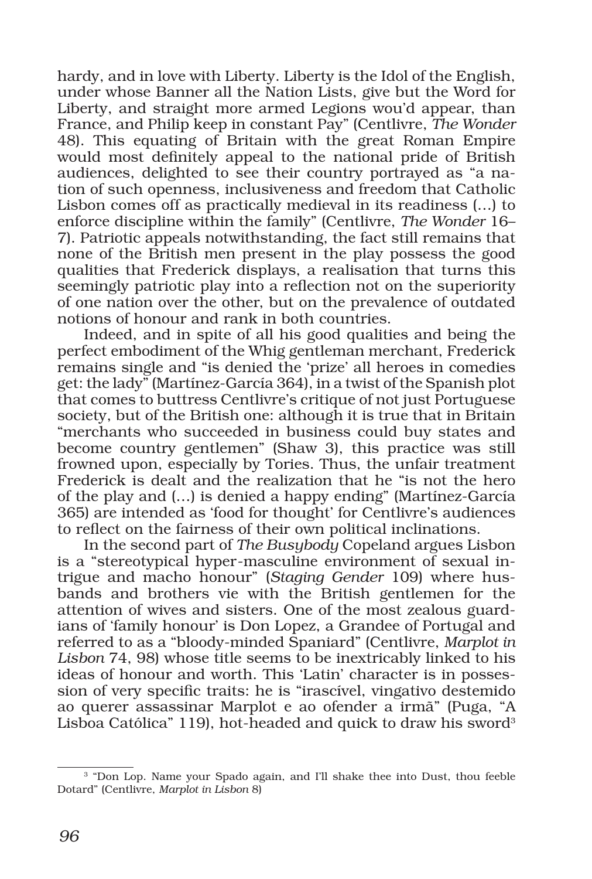hardy, and in love with Liberty. Liberty is the Idol of the English, under whose Banner all the Nation Lists, give but the Word for Liberty, and straight more armed Legions wou'd appear, than France, and Philip keep in constant Pay" (Centlivre, *The Wonder* 48). This equating of Britain with the great Roman Empire would most definitely appeal to the national pride of British audiences, delighted to see their country portrayed as "a nation of such openness, inclusiveness and freedom that Catholic Lisbon comes off as practically medieval in its readiness (…) to enforce discipline within the family" (Centlivre, *The Wonder* 16–7). Patriotic appeals notwithstanding, the fact still remains that none of the British men present in the play possess the good qualities that Frederick displays, a realisation that turns this seemingly patriotic play into a reflection not on the superiority of one nation over the other, but on the prevalence of outdated notions of honour and rank in both countries.

Indeed, and in spite of all his good qualities and being the perfect embodiment of the Whig gentleman merchant, Frederick remains single and "is denied the 'prize' all heroes in comedies get: the lady" (Martínez-García 364), in a twist of the Spanish plot that comes to buttress Centlivre's critique of not just Portuguese society, but of the British one: although it is true that in Britain "merchants who succeeded in business could buy states and become country gentlemen" (Shaw 3), this practice was still frowned upon, especially by Tories. Thus, the unfair treatment Frederick is dealt and the realization that he "is not the hero of the play and (…) is denied a happy ending" (Martínez-García 365) are intended as 'food for thought' for Centlivre's audiences to reflect on the fairness of their own political inclinations.

In the second part of *The Busybody* Copeland argues Lisbon is a "stereotypical hyper-masculine environment of sexual intrigue and macho honour" (*Staging Gender* 109) where husbands and brothers vie with the British gentlemen for the attention of wives and sisters. One of the most zealous guardians of 'family honour' is Don Lopez, a Grandee of Portugal and referred to as a "bloody-minded Spaniard" (Centlivre, *Marplot in Lisbon* 74, 98) whose title seems to be inextricably linked to his ideas of honour and worth. This 'Latin' character is in possession of very specific traits: he is "irascível, vingativo destemido ao querer assassinar Marplot e ao ofender a irmã" (Puga, "A Lisboa Católica" 119), hot-headed and quick to draw his sword[3]

[3] "Don Lop. Name your Spado again, and I'll shake thee into Dust, thou feeble Dotard" (Centlivre, *Marplot in Lisbon* 8)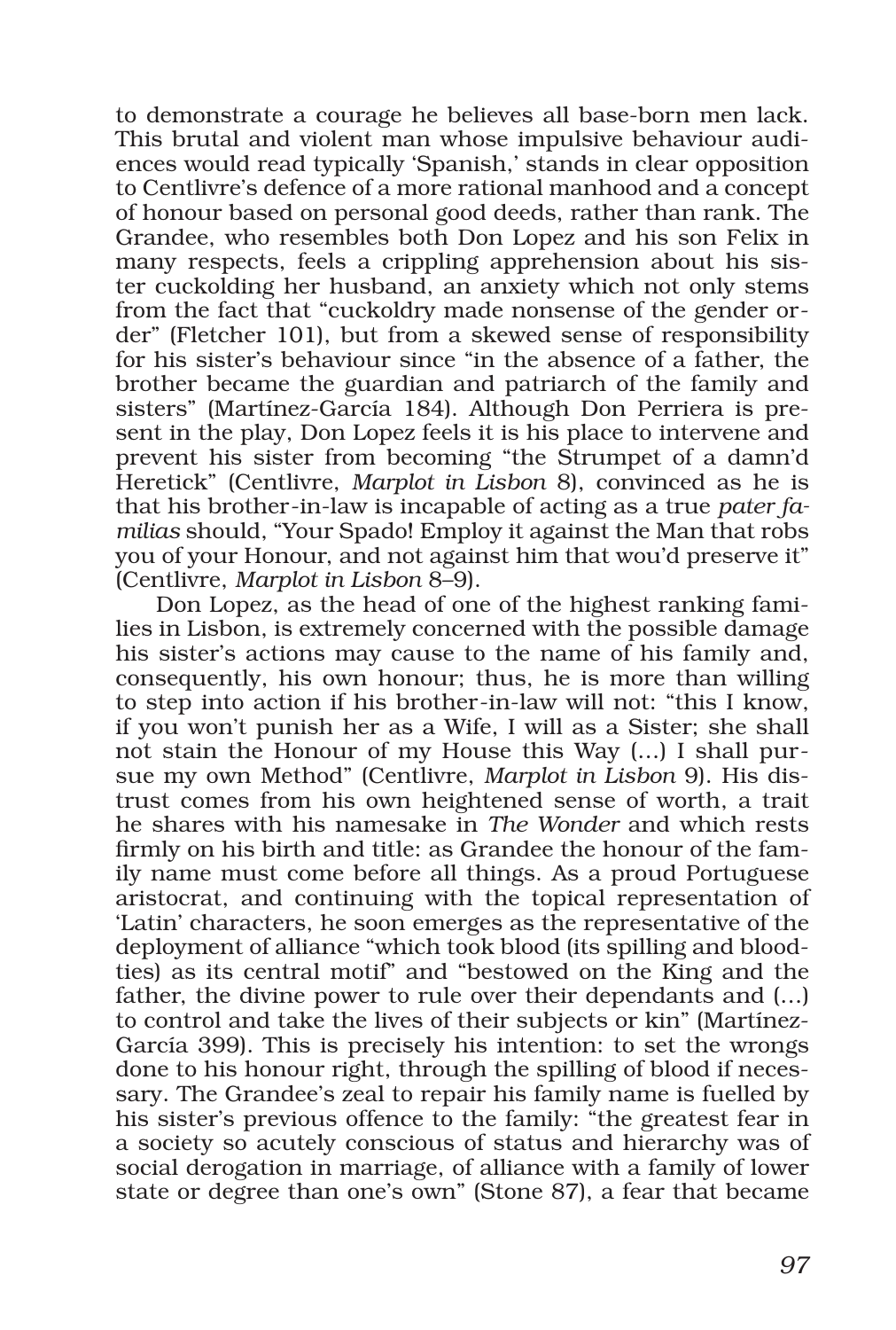to demonstrate a courage he believes all base-born men lack. This brutal and violent man whose impulsive behaviour audiences would read typically 'Spanish,' stands in clear opposition to Centlivre's defence of a more rational manhood and a concept of honour based on personal good deeds, rather than rank. The Grandee, who resembles both Don Lopez and his son Felix in many respects, feels a crippling apprehension about his sister cuckolding her husband, an anxiety which not only stems from the fact that "cuckoldry made nonsense of the gender order" (Fletcher 101), but from a skewed sense of responsibility for his sister's behaviour since "in the absence of a father, the brother became the guardian and patriarch of the family and sisters" (Martínez-García 184). Although Don Perriera is present in the play, Don Lopez feels it is his place to intervene and prevent his sister from becoming "the Strumpet of a damn'd Heretick" (Centlivre, *Marplot in Lisbon* 8), convinced as he is that his brother-in-law is incapable of acting as a true *pater familias* should, "Your Spado! Employ it against the Man that robs you of your Honour, and not against him that wou'd preserve it" (Centlivre, *Marplot in Lisbon* 8–9).

Don Lopez, as the head of one of the highest ranking families in Lisbon, is extremely concerned with the possible damage his sister's actions may cause to the name of his family and, consequently, his own honour; thus, he is more than willing to step into action if his brother-in-law will not: "this I know, if you won't punish her as a Wife, I will as a Sister; she shall not stain the Honour of my House this Way (…) I shall pursue my own Method" (Centlivre, *Marplot in Lisbon* 9). His distrust comes from his own heightened sense of worth, a trait he shares with his namesake in *The Wonder* and which rests firmly on his birth and title: as Grandee the honour of the family name must come before all things. As a proud Portuguese aristocrat, and continuing with the topical representation of 'Latin' characters, he soon emerges as the representative of the deployment of alliance "which took blood (its spilling and blood-ties) as its central motif" and "bestowed on the King and the father, the divine power to rule over their dependants and (…) to control and take the lives of their subjects or kin" (Martínez-García 399). This is precisely his intention: to set the wrongs done to his honour right, through the spilling of blood if necessary. The Grandee's zeal to repair his family name is fuelled by his sister's previous offence to the family: "the greatest fear in a society so acutely conscious of status and hierarchy was of social derogation in marriage, of alliance with a family of lower state or degree than one's own" (Stone 87), a fear that became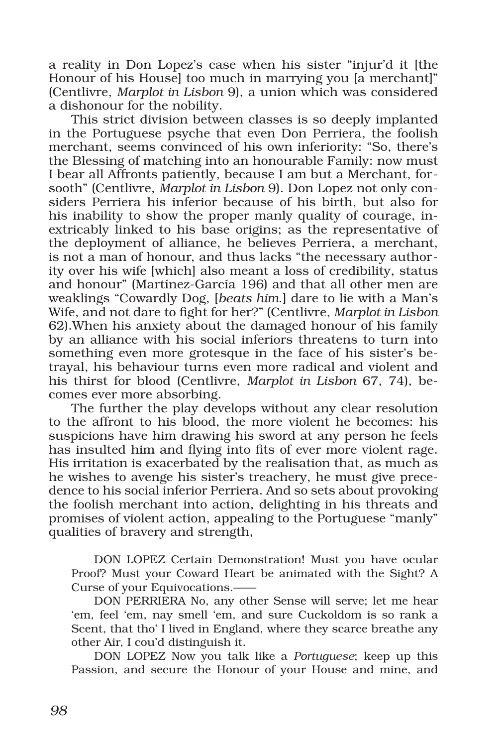a reality in Don Lopez's case when his sister "injur'd it [the Honour of his House] too much in marrying you [a merchant]" (Centlivre, *Marplot in Lisbon* 9), a union which was considered a dishonour for the nobility.

This strict division between classes is so deeply implanted in the Portuguese psyche that even Don Perriera, the foolish merchant, seems convinced of his own inferiority: "So, there's the Blessing of matching into an honourable Family: now must I bear all Affronts patiently, because I am but a Merchant, forsooth" (Centlivre, *Marplot in Lisbon* 9). Don Lopez not only considers Perriera his inferior because of his birth, but also for his inability to show the proper manly quality of courage, inextricably linked to his base origins; as the representative of the deployment of alliance, he believes Perriera, a merchant, is not a man of honour, and thus lacks "the necessary authority over his wife [which] also meant a loss of credibility, status and honour" (Martínez-García 196) and that all other men are weaklings "Cowardly Dog, [*beats him.*] dare to lie with a Man's Wife, and not dare to fight for her?" (Centlivre, *Marplot in Lisbon* 62).When his anxiety about the damaged honour of his family by an alliance with his social inferiors threatens to turn into something even more grotesque in the face of his sister's betrayal, his behaviour turns even more radical and violent and his thirst for blood (Centlivre, *Marplot in Lisbon* 67, 74), becomes ever more absorbing.

The further the play develops without any clear resolution to the affront to his blood, the more violent he becomes: his suspicions have him drawing his sword at any person he feels has insulted him and flying into fits of ever more violent rage. His irritation is exacerbated by the realisation that, as much as he wishes to avenge his sister's treachery, he must give precedence to his social inferior Perriera. And so sets about provoking the foolish merchant into action, delighting in his threats and promises of violent action, appealing to the Portuguese "manly" qualities of bravery and strength,

> DON LOPEZ Certain Demonstration! Must you have ocular Proof? Must your Coward Heart be animated with the Sight? A Curse of your Equivocations.——
>
> DON PERRIERA No, any other Sense will serve; let me hear 'em, feel 'em, nay smell 'em, and sure Cuckoldom is so rank a Scent, that tho' I lived in England, where they scarce breathe any other Air, I cou'd distinguish it.
>
> DON LOPEZ Now you talk like a *Portuguese*; keep up this Passion, and secure the Honour of your House and mine, and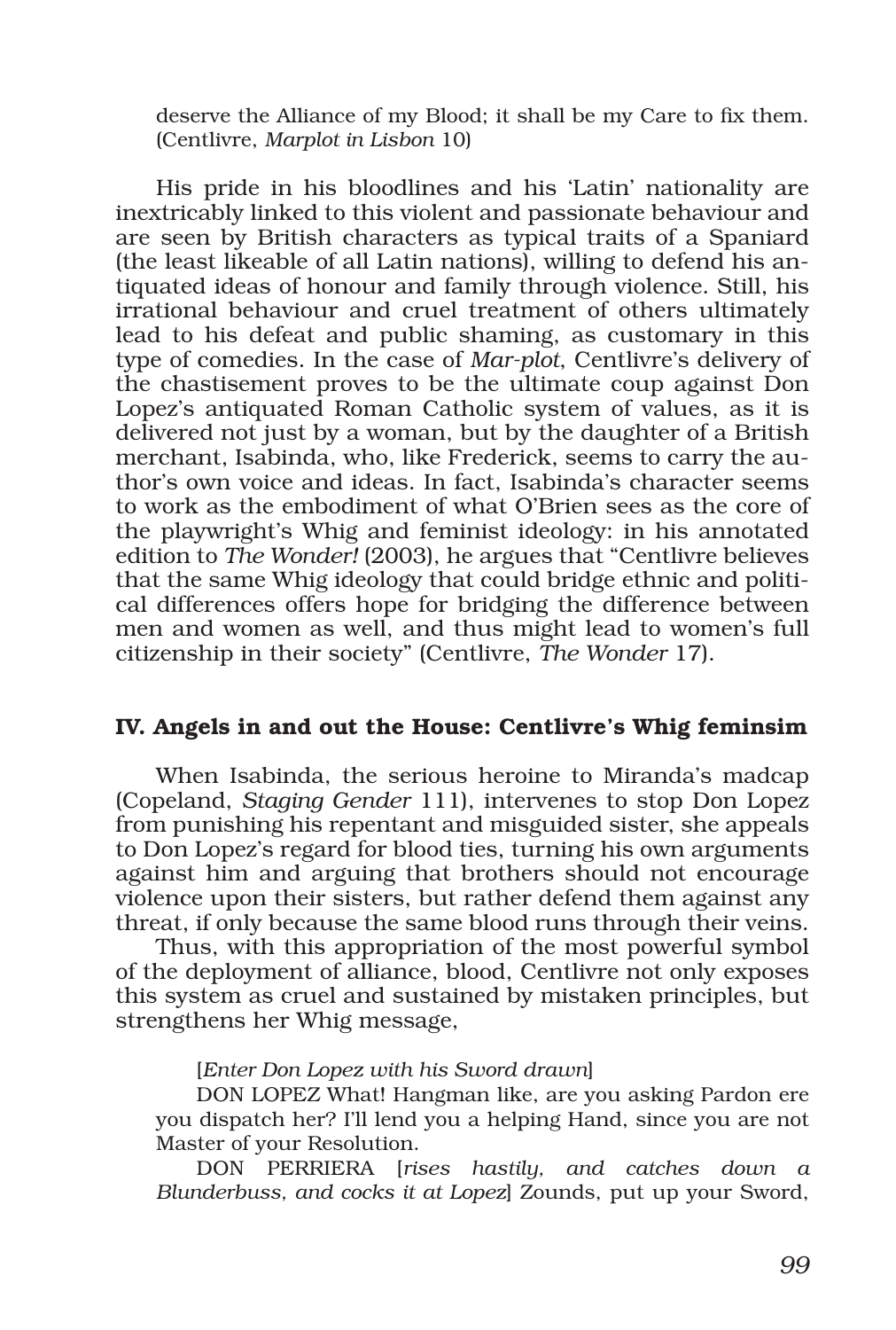deserve the Alliance of my Blood; it shall be my Care to fix them. (Centlivre, *Marplot in Lisbon* 10)

His pride in his bloodlines and his 'Latin' nationality are inextricably linked to this violent and passionate behaviour and are seen by British characters as typical traits of a Spaniard (the least likeable of all Latin nations), willing to defend his antiquated ideas of honour and family through violence. Still, his irrational behaviour and cruel treatment of others ultimately lead to his defeat and public shaming, as customary in this type of comedies. In the case of *Mar-plot*, Centlivre's delivery of the chastisement proves to be the ultimate coup against Don Lopez's antiquated Roman Catholic system of values, as it is delivered not just by a woman, but by the daughter of a British merchant, Isabinda, who, like Frederick, seems to carry the author's own voice and ideas. In fact, Isabinda's character seems to work as the embodiment of what O'Brien sees as the core of the playwright's Whig and feminist ideology: in his annotated edition to *The Wonder!* (2003), he argues that "Centlivre believes that the same Whig ideology that could bridge ethnic and political differences offers hope for bridging the difference between men and women as well, and thus might lead to women's full citizenship in their society" (Centlivre, *The Wonder* 17).

## IV. Angels in and out the House: Centlivre's Whig feminsim

When Isabinda, the serious heroine to Miranda's madcap (Copeland, *Staging Gender* 111), intervenes to stop Don Lopez from punishing his repentant and misguided sister, she appeals to Don Lopez's regard for blood ties, turning his own arguments against him and arguing that brothers should not encourage violence upon their sisters, but rather defend them against any threat, if only because the same blood runs through their veins.

Thus, with this appropriation of the most powerful symbol of the deployment of alliance, blood, Centlivre not only exposes this system as cruel and sustained by mistaken principles, but strengthens her Whig message,

[*Enter Don Lopez with his Sword drawn*]

DON LOPEZ What! Hangman like, are you asking Pardon ere you dispatch her? I'll lend you a helping Hand, since you are not Master of your Resolution.

DON PERRIERA [*rises hastily, and catches down a Blunderbuss, and cocks it at Lopez*] Zounds, put up your Sword,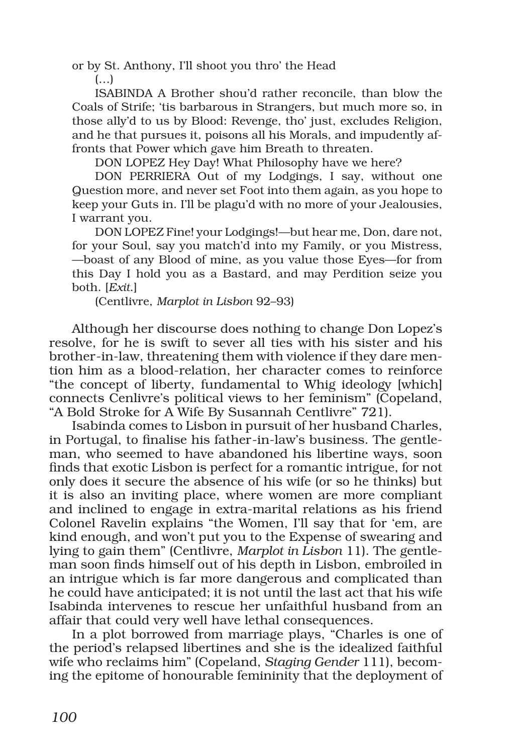or by St. Anthony, I'll shoot you thro' the Head

(…)

ISABINDA A Brother shou'd rather reconcile, than blow the Coals of Strife; 'tis barbarous in Strangers, but much more so, in those ally'd to us by Blood: Revenge, tho' just, excludes Religion, and he that pursues it, poisons all his Morals, and impudently affronts that Power which gave him Breath to threaten.

DON LOPEZ Hey Day! What Philosophy have we here?

DON PERRIERA Out of my Lodgings, I say, without one Question more, and never set Foot into them again, as you hope to keep your Guts in. I'll be plagu'd with no more of your Jealousies, I warrant you.

DON LOPEZ Fine! your Lodgings!—but hear me, Don, dare not, for your Soul, say you match'd into my Family, or you Mistress, —boast of any Blood of mine, as you value those Eyes—for from this Day I hold you as a Bastard, and may Perdition seize you both. [*Exit.*]

(Centlivre, *Marplot in Lisbon* 92–93)

Although her discourse does nothing to change Don Lopez's resolve, for he is swift to sever all ties with his sister and his brother-in-law, threatening them with violence if they dare mention him as a blood-relation, her character comes to reinforce "the concept of liberty, fundamental to Whig ideology [which] connects Cenlivre's political views to her feminism" (Copeland, "A Bold Stroke for A Wife By Susannah Centlivre" 721).

Isabinda comes to Lisbon in pursuit of her husband Charles, in Portugal, to finalise his father-in-law's business. The gentleman, who seemed to have abandoned his libertine ways, soon finds that exotic Lisbon is perfect for a romantic intrigue, for not only does it secure the absence of his wife (or so he thinks) but it is also an inviting place, where women are more compliant and inclined to engage in extra-marital relations as his friend Colonel Ravelin explains "the Women, I'll say that for 'em, are kind enough, and won't put you to the Expense of swearing and lying to gain them" (Centlivre, *Marplot in Lisbon* 11). The gentleman soon finds himself out of his depth in Lisbon, embroiled in an intrigue which is far more dangerous and complicated than he could have anticipated; it is not until the last act that his wife Isabinda intervenes to rescue her unfaithful husband from an affair that could very well have lethal consequences.

In a plot borrowed from marriage plays, "Charles is one of the period's relapsed libertines and she is the idealized faithful wife who reclaims him" (Copeland, *Staging Gender* 111), becoming the epitome of honourable femininity that the deployment of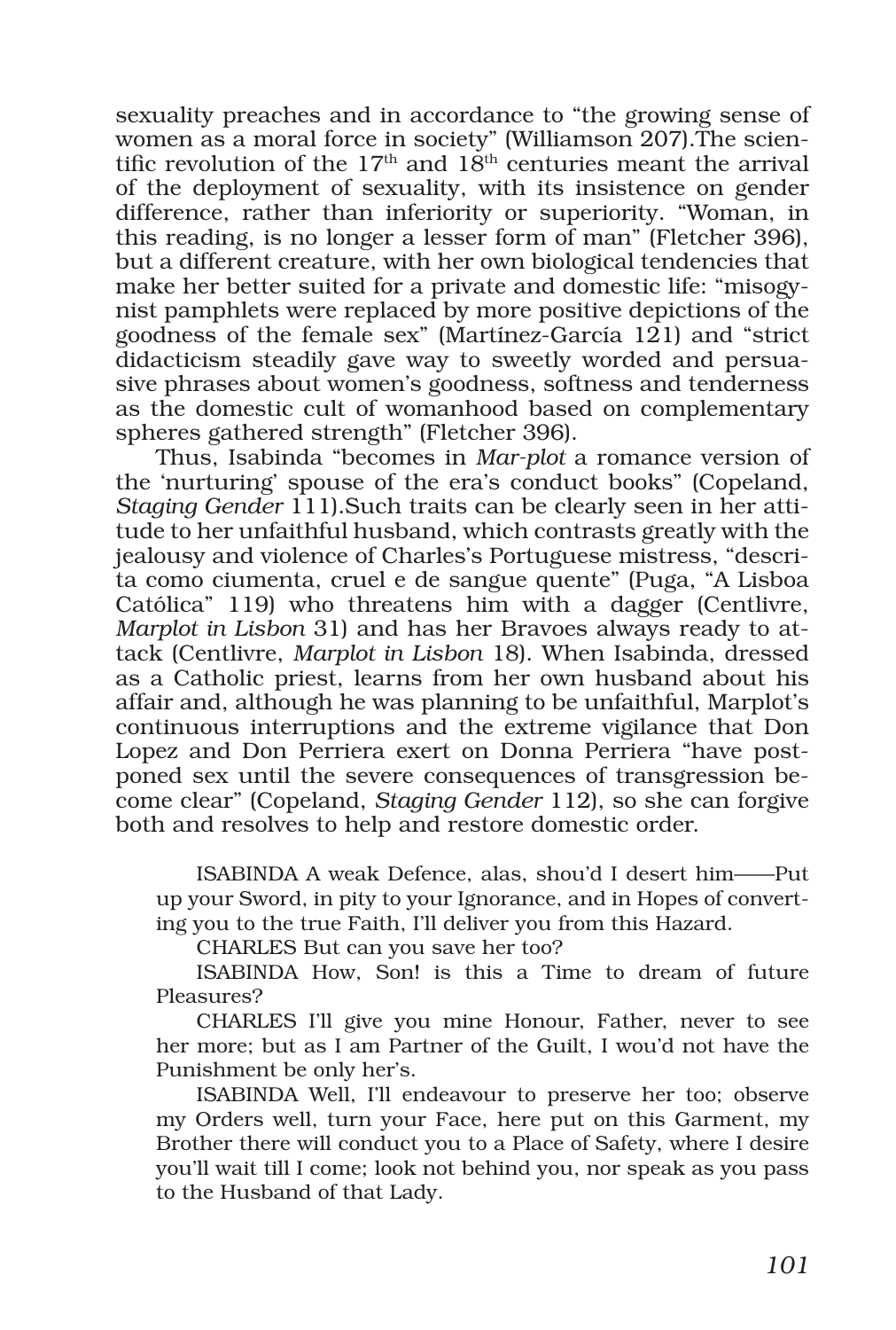sexuality preaches and in accordance to "the growing sense of women as a moral force in society" (Williamson 207).The scientific revolution of the 17th and 18th centuries meant the arrival of the deployment of sexuality, with its insistence on gender difference, rather than inferiority or superiority. "Woman, in this reading, is no longer a lesser form of man" (Fletcher 396), but a different creature, with her own biological tendencies that make her better suited for a private and domestic life: "misogynist pamphlets were replaced by more positive depictions of the goodness of the female sex" (Martínez-García 121) and "strict didacticism steadily gave way to sweetly worded and persuasive phrases about women's goodness, softness and tenderness as the domestic cult of womanhood based on complementary spheres gathered strength" (Fletcher 396).

Thus, Isabinda "becomes in *Mar-plot* a romance version of the 'nurturing' spouse of the era's conduct books" (Copeland, *Staging Gender* 111).Such traits can be clearly seen in her attitude to her unfaithful husband, which contrasts greatly with the jealousy and violence of Charles's Portuguese mistress, "descrita como ciumenta, cruel e de sangue quente" (Puga, "A Lisboa Católica" 119) who threatens him with a dagger (Centlivre, *Marplot in Lisbon* 31) and has her Bravoes always ready to attack (Centlivre, *Marplot in Lisbon* 18). When Isabinda, dressed as a Catholic priest, learns from her own husband about his affair and, although he was planning to be unfaithful, Marplot's continuous interruptions and the extreme vigilance that Don Lopez and Don Perriera exert on Donna Perriera "have postponed sex until the severe consequences of transgression become clear" (Copeland, *Staging Gender* 112), so she can forgive both and resolves to help and restore domestic order.

> ISABINDA A weak Defence, alas, shou'd I desert him——Put up your Sword, in pity to your Ignorance, and in Hopes of converting you to the true Faith, I'll deliver you from this Hazard.
>
> CHARLES But can you save her too?
>
> ISABINDA How, Son! is this a Time to dream of future Pleasures?
>
> CHARLES I'll give you mine Honour, Father, never to see her more; but as I am Partner of the Guilt, I wou'd not have the Punishment be only her's.
>
> ISABINDA Well, I'll endeavour to preserve her too; observe my Orders well, turn your Face, here put on this Garment, my Brother there will conduct you to a Place of Safety, where I desire you'll wait till I come; look not behind you, nor speak as you pass to the Husband of that Lady.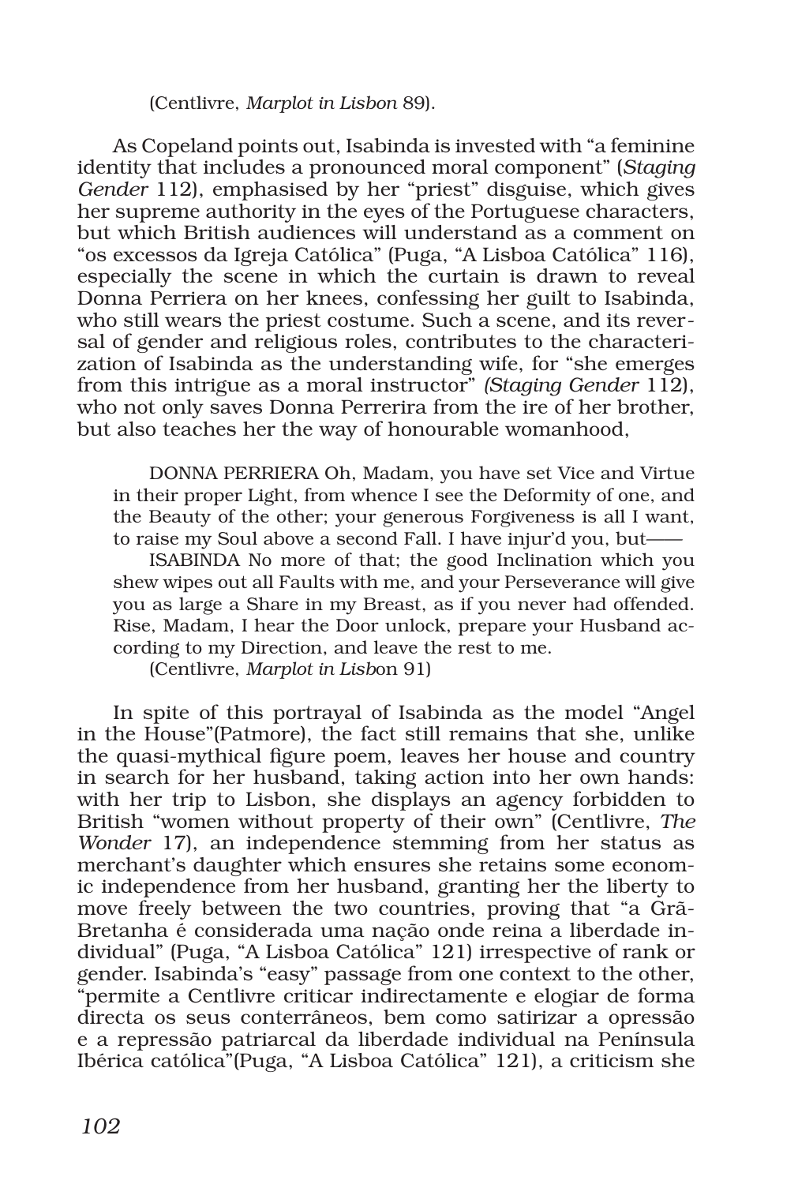(Centlivre, *Marplot in Lisbon* 89).

As Copeland points out, Isabinda is invested with "a feminine identity that includes a pronounced moral component" (*Staging Gender* 112), emphasised by her "priest" disguise, which gives her supreme authority in the eyes of the Portuguese characters, but which British audiences will understand as a comment on "os excessos da Igreja Católica" (Puga, "A Lisboa Católica" 116), especially the scene in which the curtain is drawn to reveal Donna Perriera on her knees, confessing her guilt to Isabinda, who still wears the priest costume. Such a scene, and its reversal of gender and religious roles, contributes to the characterization of Isabinda as the understanding wife, for "she emerges from this intrigue as a moral instructor" *(Staging Gender* 112), who not only saves Donna Perrerira from the ire of her brother, but also teaches her the way of honourable womanhood,

> DONNA PERRIERA Oh, Madam, you have set Vice and Virtue in their proper Light, from whence I see the Deformity of one, and the Beauty of the other; your generous Forgiveness is all I want, to raise my Soul above a second Fall. I have injur'd you, but——
>
> ISABINDA No more of that; the good Inclination which you shew wipes out all Faults with me, and your Perseverance will give you as large a Share in my Breast, as if you never had offended. Rise, Madam, I hear the Door unlock, prepare your Husband according to my Direction, and leave the rest to me.
>
> (Centlivre, *Marplot in Lisb*on 91)

In spite of this portrayal of Isabinda as the model "Angel in the House"(Patmore), the fact still remains that she, unlike the quasi-mythical figure poem, leaves her house and country in search for her husband, taking action into her own hands: with her trip to Lisbon, she displays an agency forbidden to British "women without property of their own" (Centlivre, *The Wonder* 17), an independence stemming from her status as merchant's daughter which ensures she retains some economic independence from her husband, granting her the liberty to move freely between the two countries, proving that "a Grã-Bretanha é considerada uma nação onde reina a liberdade individual" (Puga, "A Lisboa Católica" 121) irrespective of rank or gender. Isabinda's "easy" passage from one context to the other, "permite a Centlivre criticar indirectamente e elogiar de forma directa os seus conterrâneos, bem como satirizar a opressão e a repressão patriarcal da liberdade individual na Península Ibérica católica"(Puga, "A Lisboa Católica" 121), a criticism she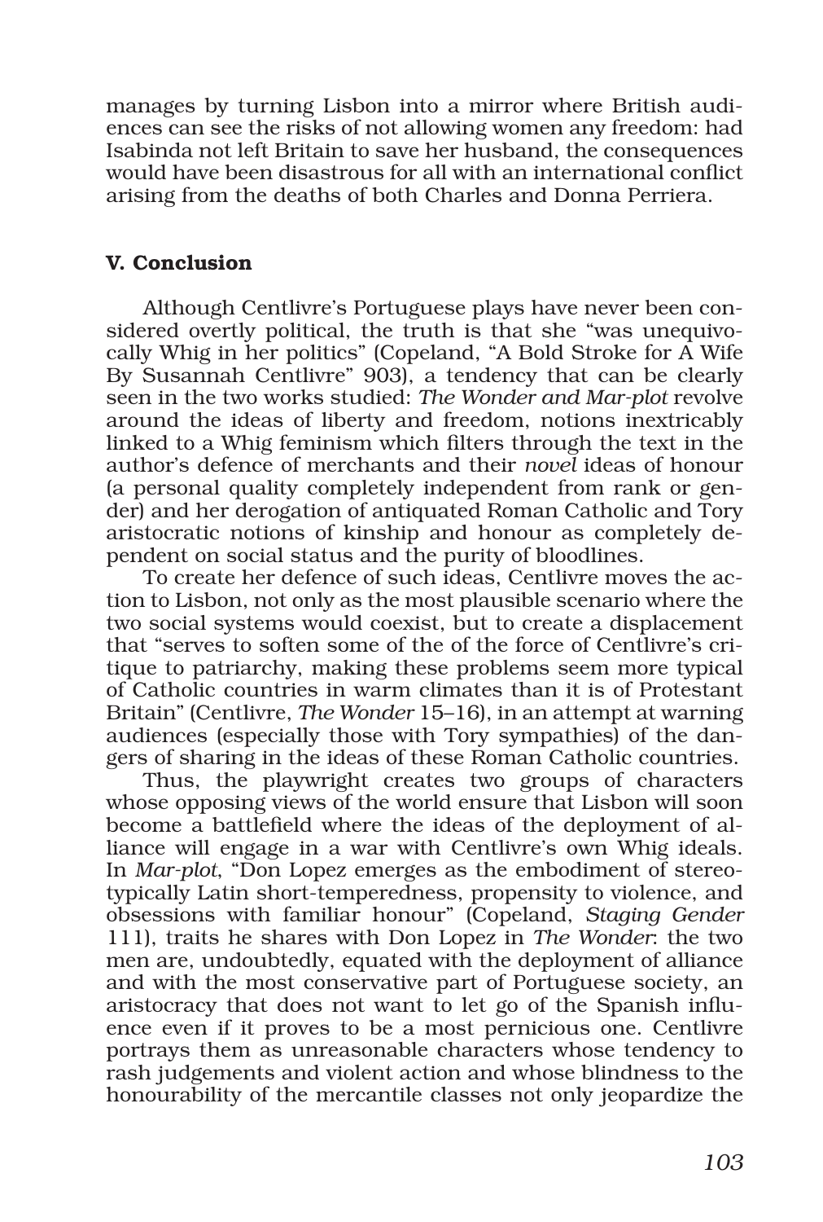manages by turning Lisbon into a mirror where British audiences can see the risks of not allowing women any freedom: had Isabinda not left Britain to save her husband, the consequences would have been disastrous for all with an international conflict arising from the deaths of both Charles and Donna Perriera.

## V. Conclusion

Although Centlivre's Portuguese plays have never been considered overtly political, the truth is that she "was unequivocally Whig in her politics" (Copeland, "A Bold Stroke for A Wife By Susannah Centlivre" 903), a tendency that can be clearly seen in the two works studied: *The Wonder and Mar-plot* revolve around the ideas of liberty and freedom, notions inextricably linked to a Whig feminism which filters through the text in the author's defence of merchants and their *novel* ideas of honour (a personal quality completely independent from rank or gender) and her derogation of antiquated Roman Catholic and Tory aristocratic notions of kinship and honour as completely dependent on social status and the purity of bloodlines.

To create her defence of such ideas, Centlivre moves the action to Lisbon, not only as the most plausible scenario where the two social systems would coexist, but to create a displacement that "serves to soften some of the of the force of Centlivre's critique to patriarchy, making these problems seem more typical of Catholic countries in warm climates than it is of Protestant Britain" (Centlivre, *The Wonder* 15–16), in an attempt at warning audiences (especially those with Tory sympathies) of the dangers of sharing in the ideas of these Roman Catholic countries.

Thus, the playwright creates two groups of characters whose opposing views of the world ensure that Lisbon will soon become a battlefield where the ideas of the deployment of alliance will engage in a war with Centlivre's own Whig ideals. In *Mar-plot*, "Don Lopez emerges as the embodiment of stereotypically Latin short-temperedness, propensity to violence, and obsessions with familiar honour" (Copeland, *Staging Gender* 111), traits he shares with Don Lopez in *The Wonder*: the two men are, undoubtedly, equated with the deployment of alliance and with the most conservative part of Portuguese society, an aristocracy that does not want to let go of the Spanish influence even if it proves to be a most pernicious one. Centlivre portrays them as unreasonable characters whose tendency to rash judgements and violent action and whose blindness to the honourability of the mercantile classes not only jeopardize the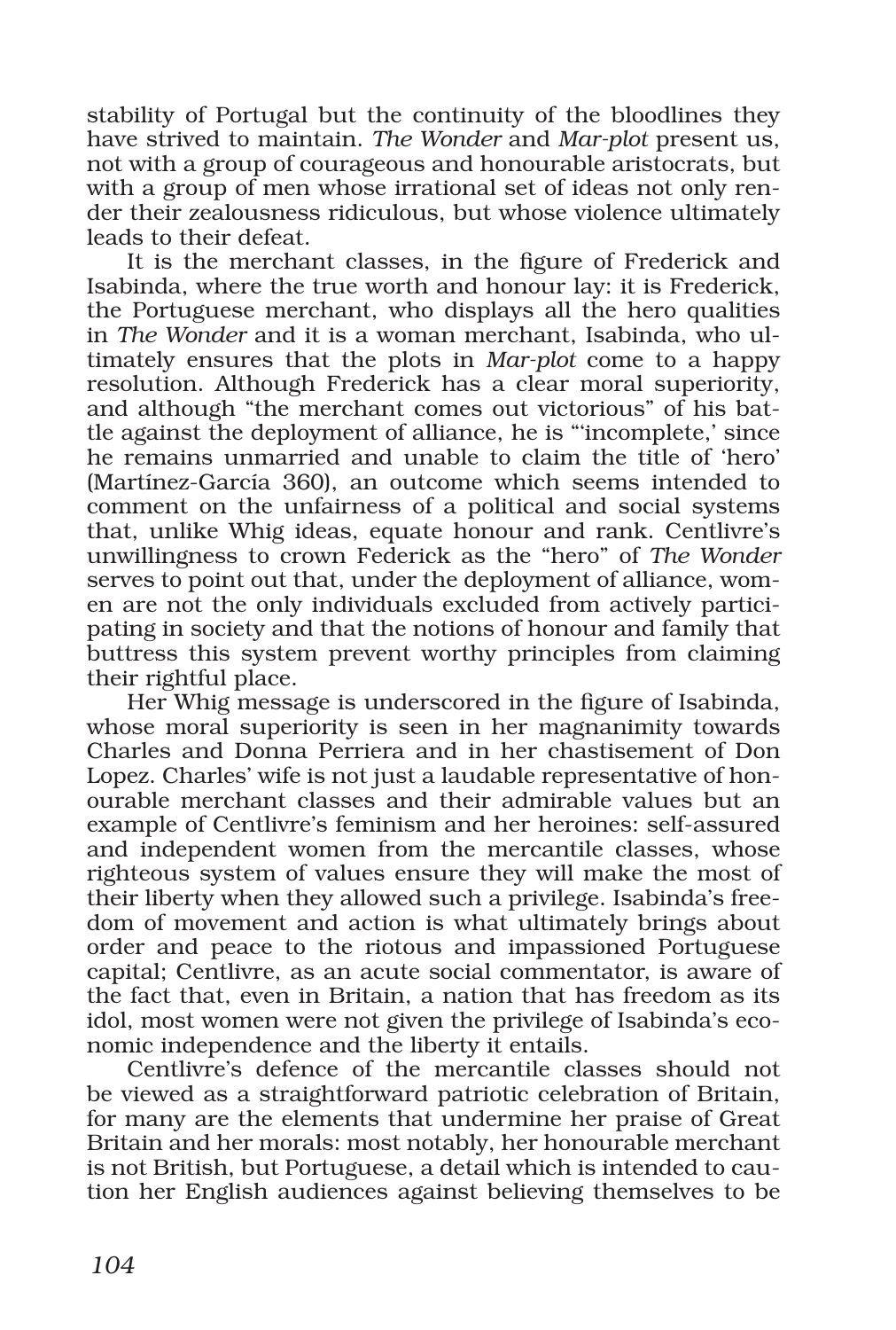stability of Portugal but the continuity of the bloodlines they have strived to maintain. *The Wonder* and *Mar-plot* present us, not with a group of courageous and honourable aristocrats, but with a group of men whose irrational set of ideas not only render their zealousness ridiculous, but whose violence ultimately leads to their defeat.

It is the merchant classes, in the figure of Frederick and Isabinda, where the true worth and honour lay: it is Frederick, the Portuguese merchant, who displays all the hero qualities in *The Wonder* and it is a woman merchant, Isabinda, who ultimately ensures that the plots in *Mar-plot* come to a happy resolution. Although Frederick has a clear moral superiority, and although "the merchant comes out victorious" of his battle against the deployment of alliance, he is "'incomplete,' since he remains unmarried and unable to claim the title of 'hero' (Martínez-García 360), an outcome which seems intended to comment on the unfairness of a political and social systems that, unlike Whig ideas, equate honour and rank. Centlivre's unwillingness to crown Federick as the "hero" of *The Wonder* serves to point out that, under the deployment of alliance, women are not the only individuals excluded from actively participating in society and that the notions of honour and family that buttress this system prevent worthy principles from claiming their rightful place.

Her Whig message is underscored in the figure of Isabinda, whose moral superiority is seen in her magnanimity towards Charles and Donna Perriera and in her chastisement of Don Lopez. Charles' wife is not just a laudable representative of honourable merchant classes and their admirable values but an example of Centlivre's feminism and her heroines: self-assured and independent women from the mercantile classes, whose righteous system of values ensure they will make the most of their liberty when they allowed such a privilege. Isabinda's freedom of movement and action is what ultimately brings about order and peace to the riotous and impassioned Portuguese capital; Centlivre, as an acute social commentator, is aware of the fact that, even in Britain, a nation that has freedom as its idol, most women were not given the privilege of Isabinda's economic independence and the liberty it entails.

Centlivre's defence of the mercantile classes should not be viewed as a straightforward patriotic celebration of Britain, for many are the elements that undermine her praise of Great Britain and her morals: most notably, her honourable merchant is not British, but Portuguese, a detail which is intended to caution her English audiences against believing themselves to be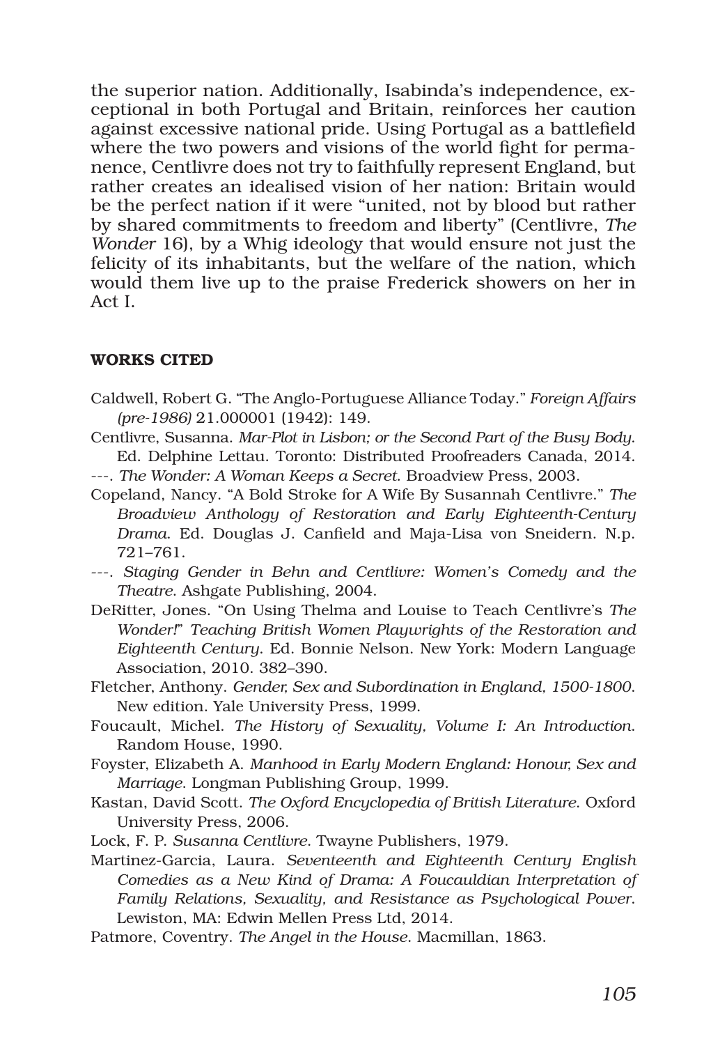the superior nation. Additionally, Isabinda's independence, exceptional in both Portugal and Britain, reinforces her caution against excessive national pride. Using Portugal as a battlefield where the two powers and visions of the world fight for permanence, Centlivre does not try to faithfully represent England, but rather creates an idealised vision of her nation: Britain would be the perfect nation if it were "united, not by blood but rather by shared commitments to freedom and liberty" (Centlivre, *The Wonder* 16), by a Whig ideology that would ensure not just the felicity of its inhabitants, but the welfare of the nation, which would them live up to the praise Frederick showers on her in Act I.

## WORKS CITED

Caldwell, Robert G. "The Anglo-Portuguese Alliance Today." *Foreign Affairs (pre-1986)* 21.000001 (1942): 149.

Centlivre, Susanna. *Mar-Plot in Lisbon; or the Second Part of the Busy Body*. Ed. Delphine Lettau. Toronto: Distributed Proofreaders Canada, 2014.

---. *The Wonder: A Woman Keeps a Secret*. Broadview Press, 2003.

Copeland, Nancy. "A Bold Stroke for A Wife By Susannah Centlivre." *The Broadview Anthology of Restoration and Early Eighteenth-Century Drama*. Ed. Douglas J. Canfield and Maja-Lisa von Sneidern. N.p. 721–761.

---. *Staging Gender in Behn and Centlivre: Women's Comedy and the Theatre*. Ashgate Publishing, 2004.

DeRitter, Jones. "On Using Thelma and Louise to Teach Centlivre's *The Wonder!*" *Teaching British Women Playwrights of the Restoration and Eighteenth Century*. Ed. Bonnie Nelson. New York: Modern Language Association, 2010. 382–390.

Fletcher, Anthony. *Gender, Sex and Subordination in England, 1500-1800*. New edition. Yale University Press, 1999.

Foucault, Michel. *The History of Sexuality, Volume I: An Introduction*. Random House, 1990.

Foyster, Elizabeth A. *Manhood in Early Modern England: Honour, Sex and Marriage*. Longman Publishing Group, 1999.

Kastan, David Scott. *The Oxford Encyclopedia of British Literature*. Oxford University Press, 2006.

Lock, F. P. *Susanna Centlivre*. Twayne Publishers, 1979.

Martinez-Garcia, Laura. *Seventeenth and Eighteenth Century English Comedies as a New Kind of Drama: A Foucauldian Interpretation of Family Relations, Sexuality, and Resistance as Psychological Power*. Lewiston, MA: Edwin Mellen Press Ltd, 2014.

Patmore, Coventry. *The Angel in the House*. Macmillan, 1863.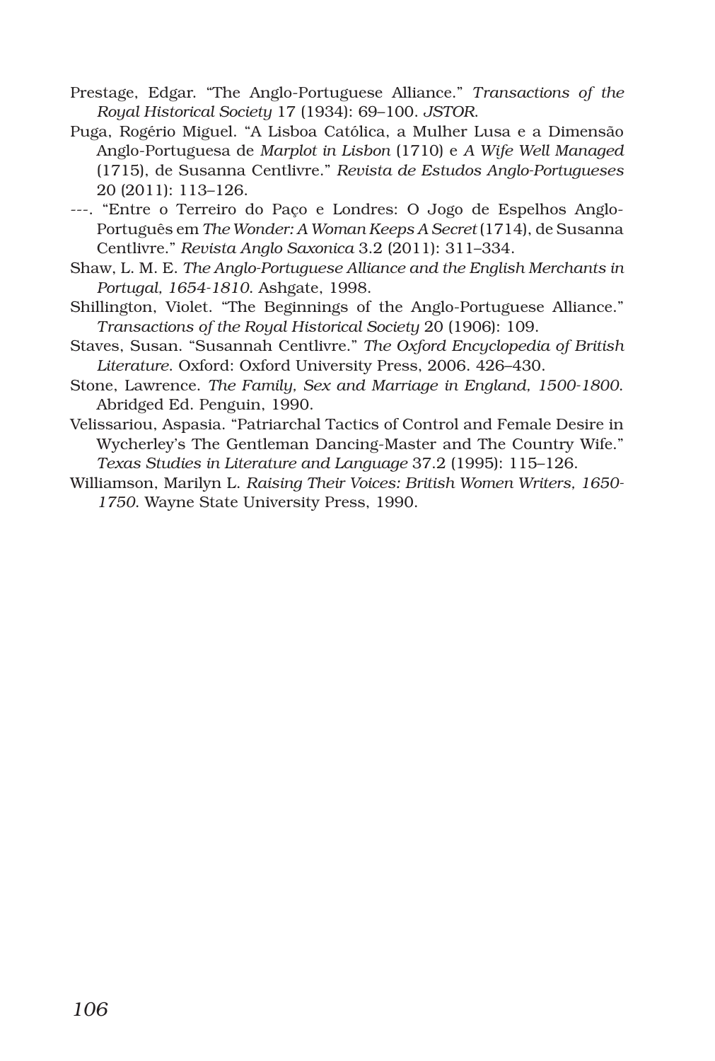Prestage, Edgar. "The Anglo-Portuguese Alliance." *Transactions of the Royal Historical Society* 17 (1934): 69–100. *JSTOR*.

Puga, Rogério Miguel. "A Lisboa Católica, a Mulher Lusa e a Dimensão Anglo-Portuguesa de *Marplot in Lisbon* (1710) e *A Wife Well Managed* (1715), de Susanna Centlivre." *Revista de Estudos Anglo-Portugueses* 20 (2011): 113–126.

---. "Entre o Terreiro do Paço e Londres: O Jogo de Espelhos Anglo-Português em *The Wonder: A Woman Keeps A Secret* (1714), de Susanna Centlivre." *Revista Anglo Saxonica* 3.2 (2011): 311–334.

Shaw, L. M. E. *The Anglo-Portuguese Alliance and the English Merchants in Portugal, 1654-1810*. Ashgate, 1998.

Shillington, Violet. "The Beginnings of the Anglo-Portuguese Alliance." *Transactions of the Royal Historical Society* 20 (1906): 109.

Staves, Susan. "Susannah Centlivre." *The Oxford Encyclopedia of British Literature*. Oxford: Oxford University Press, 2006. 426–430.

Stone, Lawrence. *The Family, Sex and Marriage in England, 1500-1800*. Abridged Ed. Penguin, 1990.

Velissariou, Aspasia. "Patriarchal Tactics of Control and Female Desire in Wycherley's The Gentleman Dancing-Master and The Country Wife." *Texas Studies in Literature and Language* 37.2 (1995): 115–126.

Williamson, Marilyn L. *Raising Their Voices: British Women Writers, 1650-1750*. Wayne State University Press, 1990.